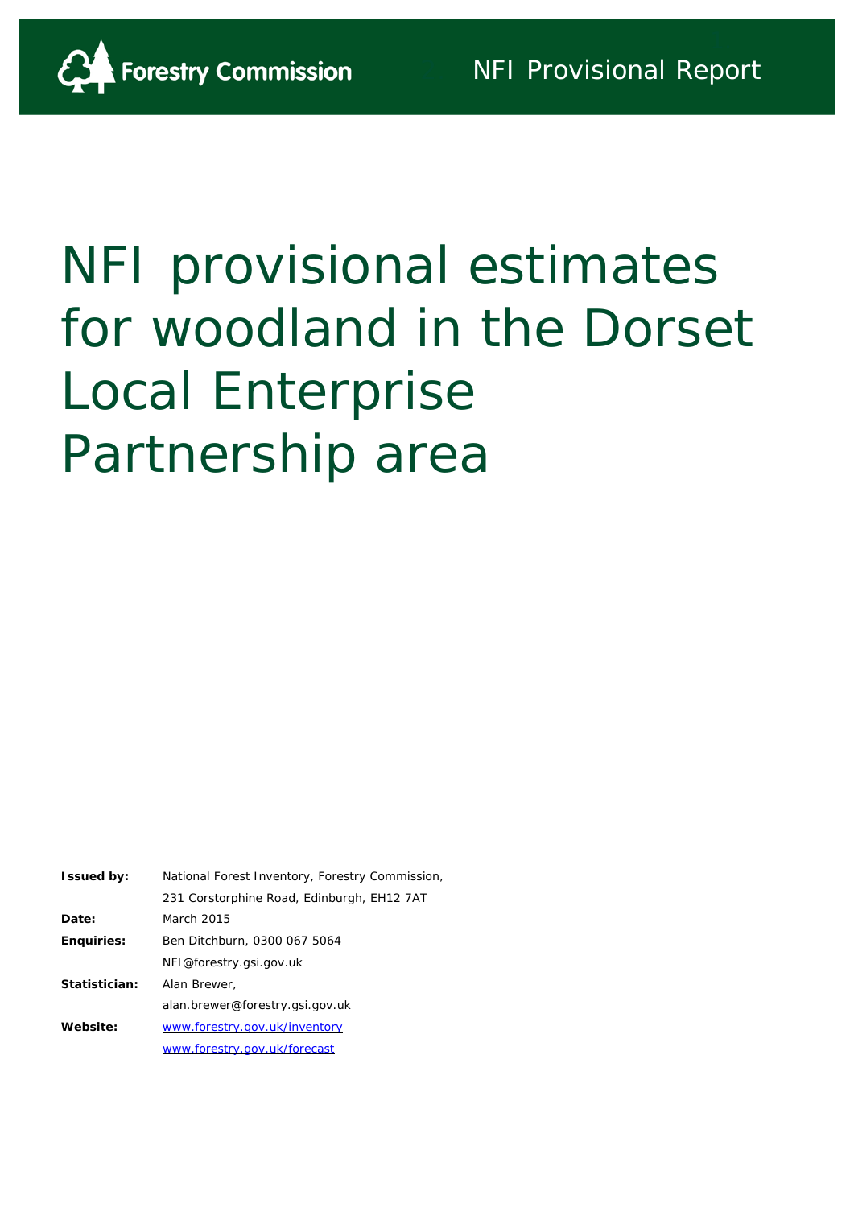Forestry Commission

NFI Provisional Report

# NFI provisional estimates for woodland in the Dorset Local Enterprise Partnership area

| | |
|---|---|
| **Issued by:** | National Forest Inventory, Forestry Commission, 231 Corstorphine Road, Edinburgh, EH12 7AT |
| **Date:** | March 2015 |
| **Enquiries:** | Ben Ditchburn, 0300 067 5064 NFI@forestry.gsi.gov.uk |
| **Statistician:** | Alan Brewer, alan.brewer@forestry.gsi.gov.uk |
| **Website:** | www.forestry.gov.uk/inventory www.forestry.gov.uk/forecast |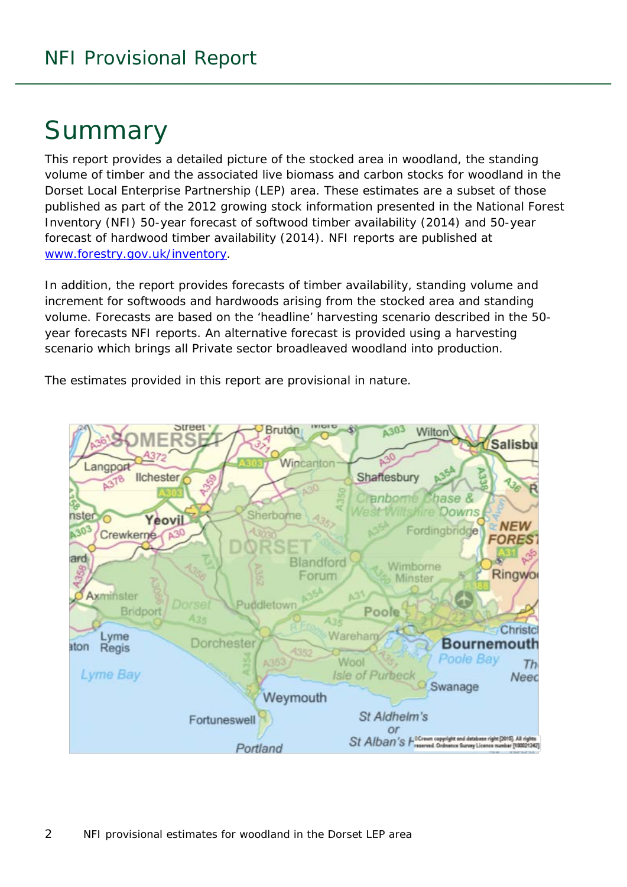# Summary

This report provides a detailed picture of the stocked area in woodland, the standing volume of timber and the associated live biomass and carbon stocks for woodland in the Dorset Local Enterprise Partnership (LEP) area. These estimates are a subset of those published as part of the 2012 growing stock information presented in the National Forest Inventory (NFI) 50-year forecast of softwood timber availability (2014) and 50-year forecast of hardwood timber availability (2014). NFI reports are published at www.forestry.gov.uk/inventory.

In addition, the report provides forecasts of timber availability, standing volume and increment for softwoods and hardwoods arising from the stocked area and standing volume. Forecasts are based on the 'headline' harvesting scenario described in the 50-year forecasts NFI reports. An alternative forecast is provided using a harvesting scenario which brings all Private sector broadleaved woodland into production.

The estimates provided in this report are provisional in nature.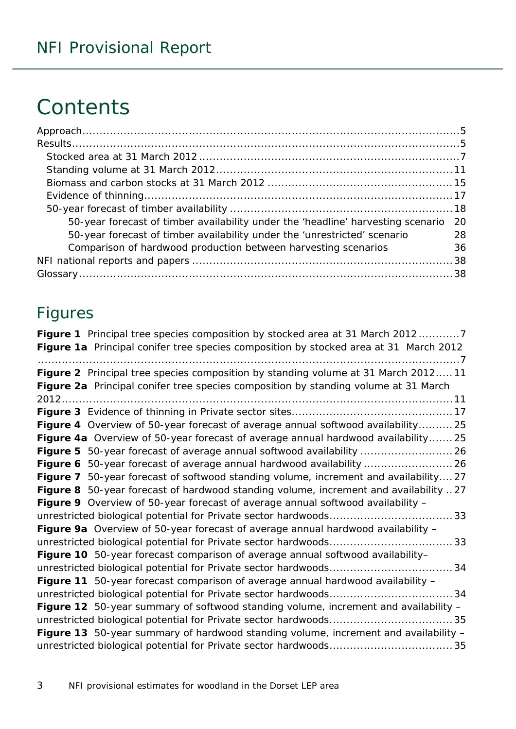# Contents

- Approach....5
- Results....5
  - Stocked area at 31 March 2012....7
  - Standing volume at 31 March 2012....11
  - Biomass and carbon stocks at 31 March 2012....15
  - Evidence of thinning....17
  - 50-year forecast of timber availability....18
    - 50-year forecast of timber availability under the 'headline' harvesting scenario 20
    - 50-year forecast of timber availability under the 'unrestricted' scenario 28
    - Comparison of hardwood production between harvesting scenarios 36
- NFI national reports and papers....38
- Glossary....38

## Figures

**Figure 1** Principal tree species composition by stocked area at 31 March 2012....7

**Figure 1a** Principal conifer tree species composition by stocked area at 31 March 2012....7

**Figure 2** Principal tree species composition by standing volume at 31 March 2012....11

**Figure 2a** Principal conifer tree species composition by standing volume at 31 March 2012....11

**Figure 3** Evidence of thinning in Private sector sites....17

**Figure 4** Overview of 50-year forecast of average annual softwood availability....25

**Figure 4a** Overview of 50-year forecast of average annual hardwood availability....25

**Figure 5** 50-year forecast of average annual softwood availability....26

**Figure 6** 50-year forecast of average annual hardwood availability....26

**Figure 7** 50-year forecast of softwood standing volume, increment and availability....27

**Figure 8** 50-year forecast of hardwood standing volume, increment and availability....27

**Figure 9** Overview of 50-year forecast of average annual softwood availability – unrestricted biological potential for Private sector hardwoods....33

**Figure 9a** Overview of 50-year forecast of average annual hardwood availability – unrestricted biological potential for Private sector hardwoods....33

**Figure 10** 50-year forecast comparison of average annual softwood availability– unrestricted biological potential for Private sector hardwoods....34

**Figure 11** 50-year forecast comparison of average annual hardwood availability – unrestricted biological potential for Private sector hardwoods....34

**Figure 12** 50-year summary of softwood standing volume, increment and availability – unrestricted biological potential for Private sector hardwoods....35

**Figure 13** 50-year summary of hardwood standing volume, increment and availability – unrestricted biological potential for Private sector hardwoods....35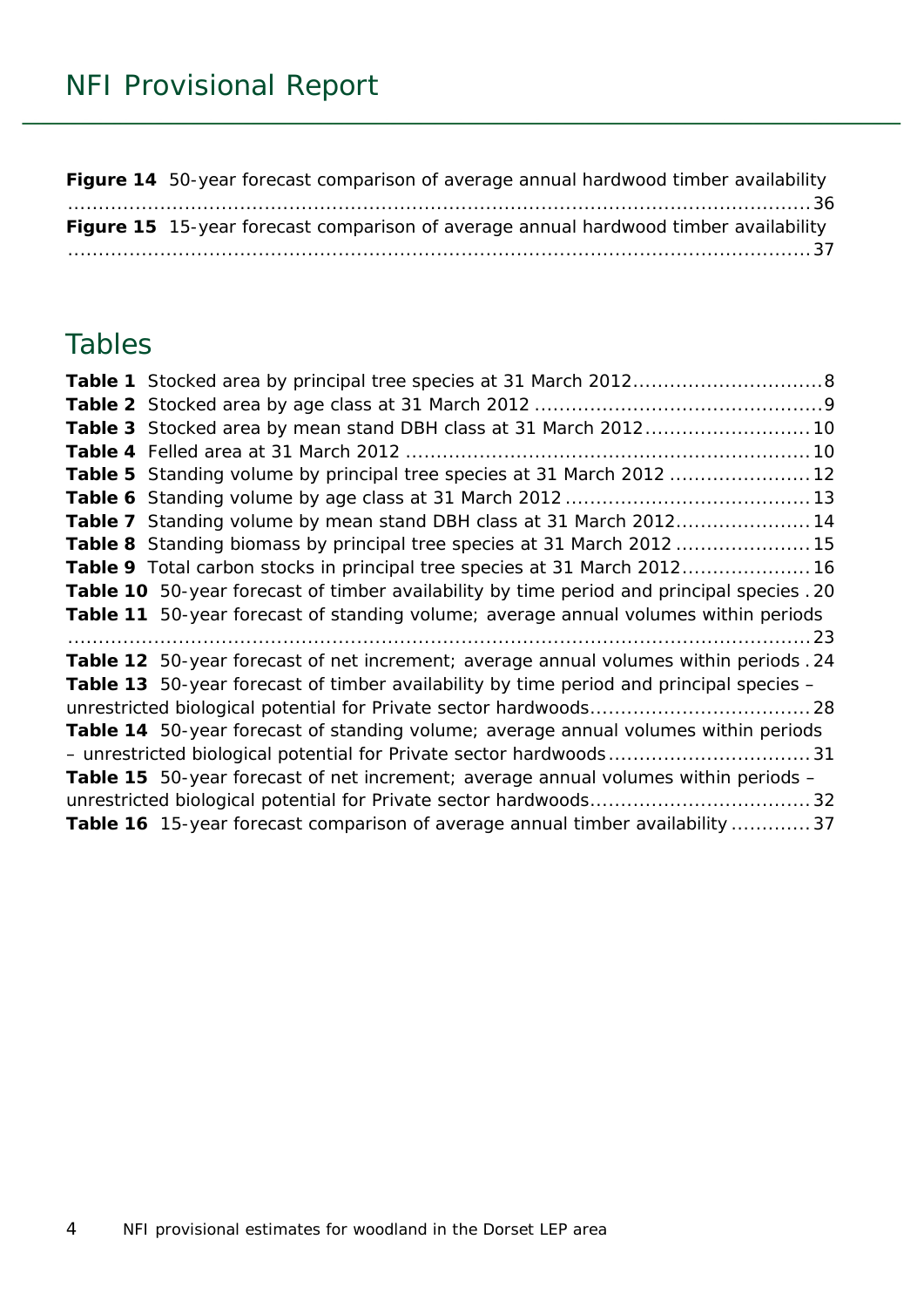**Figure 14** 50-year forecast comparison of average annual hardwood timber availability ........................................................................................................................ 36

**Figure 15** 15-year forecast comparison of average annual hardwood timber availability ........................................................................................................................ 37

## Tables

**Table 1** Stocked area by principal tree species at 31 March 2012 .............................. 8

**Table 2** Stocked area by age class at 31 March 2012 .............................................. 9

**Table 3** Stocked area by mean stand DBH class at 31 March 2012 ........................... 10

**Table 4** Felled area at 31 March 2012 ................................................................. 10

**Table 5** Standing volume by principal tree species at 31 March 2012 ....................... 12

**Table 6** Standing volume by age class at 31 March 2012 ........................................ 13

**Table 7** Standing volume by mean stand DBH class at 31 March 2012 ...................... 14

**Table 8** Standing biomass by principal tree species at 31 March 2012 ...................... 15

**Table 9** Total carbon stocks in principal tree species at 31 March 2012 ..................... 16

**Table 10** 50-year forecast of timber availability by time period and principal species . 20

**Table 11** 50-year forecast of standing volume; average annual volumes within periods ........................................................................................................................ 23

**Table 12** 50-year forecast of net increment; average annual volumes within periods . 24

**Table 13** 50-year forecast of timber availability by time period and principal species – unrestricted biological potential for Private sector hardwoods .................................... 28

**Table 14** 50-year forecast of standing volume; average annual volumes within periods – unrestricted biological potential for Private sector hardwoods ................................. 31

**Table 15** 50-year forecast of net increment; average annual volumes within periods – unrestricted biological potential for Private sector hardwoods .................................... 32

**Table 16** 15-year forecast comparison of average annual timber availability ............. 37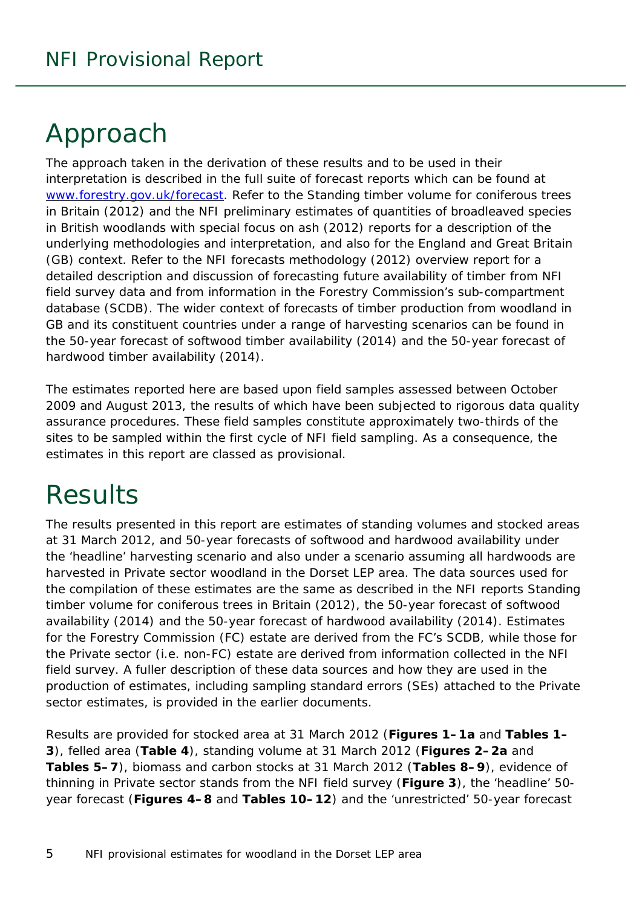# Approach

The approach taken in the derivation of these results and to be used in their interpretation is described in the full suite of forecast reports which can be found at [www.forestry.gov.uk/forecast](http://www.forestry.gov.uk/forecast). Refer to the Standing timber volume for coniferous trees in Britain (2012) and the NFI preliminary estimates of quantities of broadleaved species in British woodlands with special focus on ash (2012) reports for a description of the underlying methodologies and interpretation, and also for the England and Great Britain (GB) context. Refer to the NFI forecasts methodology (2012) overview report for a detailed description and discussion of forecasting future availability of timber from NFI field survey data and from information in the Forestry Commission's sub-compartment database (SCDB). The wider context of forecasts of timber production from woodland in GB and its constituent countries under a range of harvesting scenarios can be found in the 50-year forecast of softwood timber availability (2014) and the 50-year forecast of hardwood timber availability (2014).

The estimates reported here are based upon field samples assessed between October 2009 and August 2013, the results of which have been subjected to rigorous data quality assurance procedures. These field samples constitute approximately two-thirds of the sites to be sampled within the first cycle of NFI field sampling. As a consequence, the estimates in this report are classed as provisional.

# Results

The results presented in this report are estimates of standing volumes and stocked areas at 31 March 2012, and 50-year forecasts of softwood and hardwood availability under the 'headline' harvesting scenario and also under a scenario assuming all hardwoods are harvested in Private sector woodland in the Dorset LEP area. The data sources used for the compilation of these estimates are the same as described in the NFI reports Standing timber volume for coniferous trees in Britain (2012), the 50-year forecast of softwood availability (2014) and the 50-year forecast of hardwood availability (2014). Estimates for the Forestry Commission (FC) estate are derived from the FC's SCDB, while those for the Private sector (i.e. non-FC) estate are derived from information collected in the NFI field survey. A fuller description of these data sources and how they are used in the production of estimates, including sampling standard errors (SEs) attached to the Private sector estimates, is provided in the earlier documents.

Results are provided for stocked area at 31 March 2012 (**Figures 1–1a** and **Tables 1–3**), felled area (**Table 4**), standing volume at 31 March 2012 (**Figures 2–2a** and **Tables 5–7**), biomass and carbon stocks at 31 March 2012 (**Tables 8–9**), evidence of thinning in Private sector stands from the NFI field survey (**Figure 3**), the 'headline' 50-year forecast (**Figures 4–8** and **Tables 10–12**) and the 'unrestricted' 50-year forecast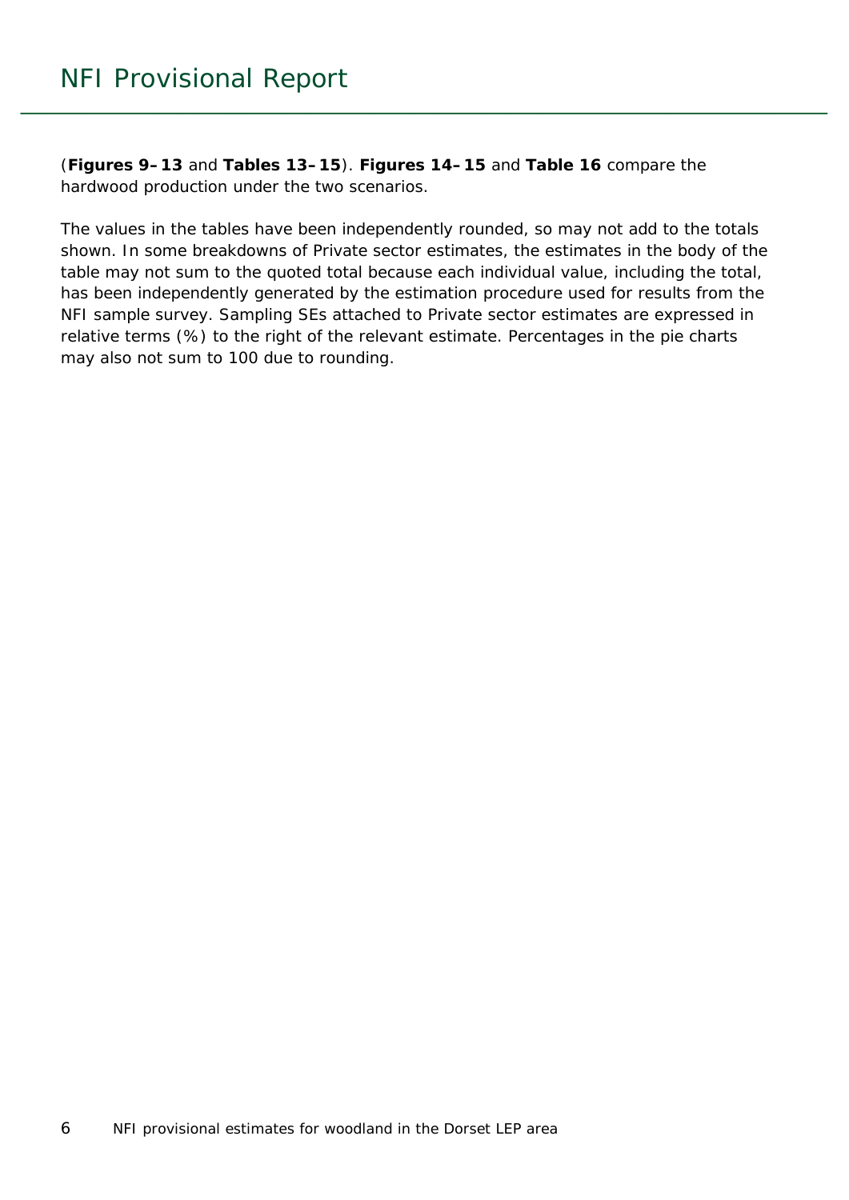(**Figures 9–13** and **Tables 13–15**). **Figures 14–15** and **Table 16** compare the hardwood production under the two scenarios.

The values in the tables have been independently rounded, so may not add to the totals shown. In some breakdowns of Private sector estimates, the estimates in the body of the table may not sum to the quoted total because each individual value, including the total, has been independently generated by the estimation procedure used for results from the NFI sample survey. Sampling SEs attached to Private sector estimates are expressed in relative terms (%) to the right of the relevant estimate. Percentages in the pie charts may also not sum to 100 due to rounding.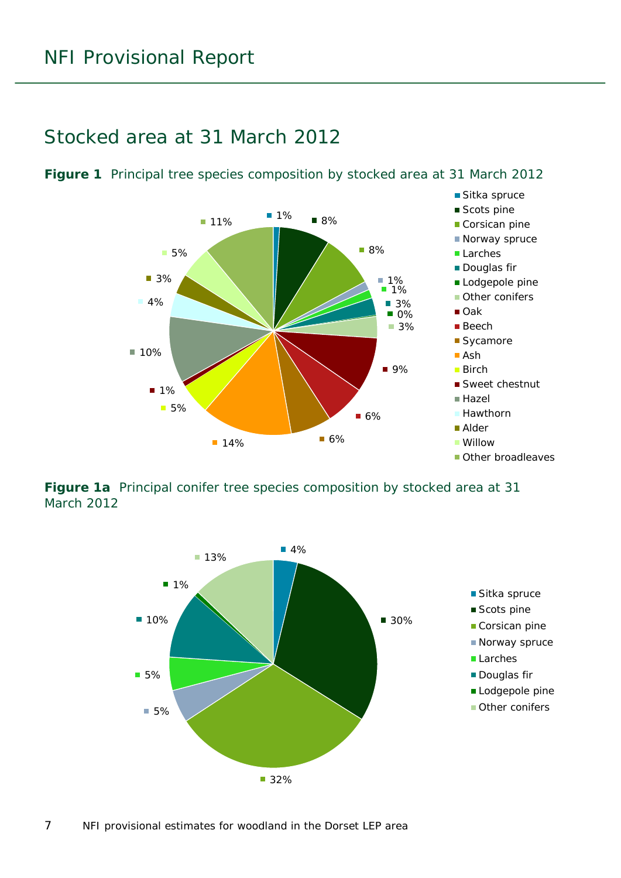## Stocked area at 31 March 2012

**Figure 1** Principal tree species composition by stocked area at 31 March 2012

| Species | % |
|---|---|
| Sitka spruce | 1% |
| Scots pine | 8% |
| Corsican pine | 8% |
| Norway spruce | 1% |
| Larches | 1% |
| Douglas fir | 3% |
| Lodgepole pine | 0% |
| Other conifers | 3% |
| Oak | 9% |
| Beech | 6% |
| Sycamore | 6% |
| Ash | 14% |
| Birch | 5% |
| Sweet chestnut | 1% |
| Hazel | 10% |
| Hawthorn | 4% |
| Alder | 3% |
| Willow | 5% |
| Other broadleaves | 11% |

**Figure 1a** Principal conifer tree species composition by stocked area at 31 March 2012

| Species | % |
|---|---|
| Sitka spruce | 4% |
| Scots pine | 30% |
| Corsican pine | 32% |
| Norway spruce | 5% |
| Larches | 5% |
| Douglas fir | 10% |
| Lodgepole pine | 1% |
| Other conifers | 13% |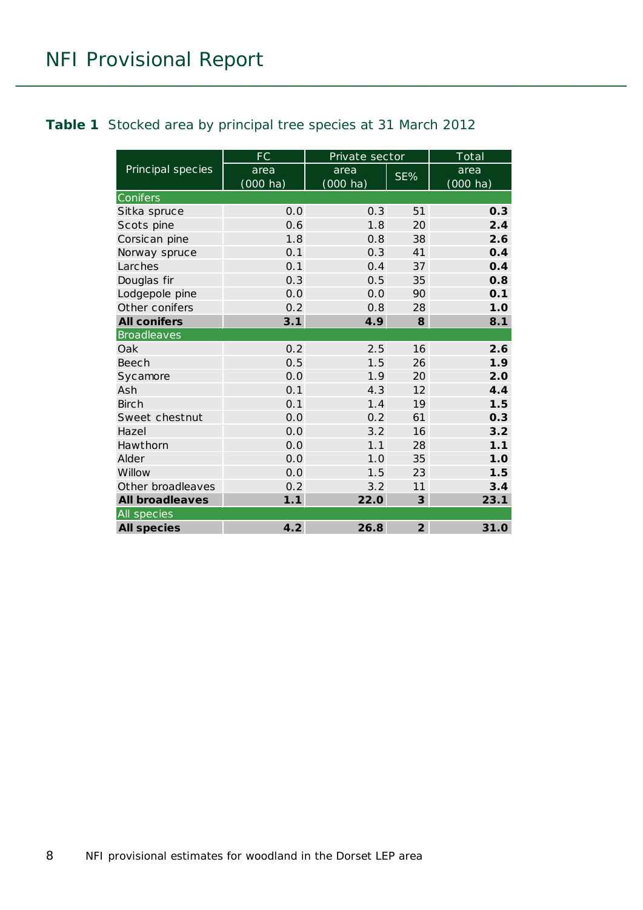**Table 1** Stocked area by principal tree species at 31 March 2012

| Principal species | FC | Private sector | | Total |
|---|---|---|---|---|
| | area (000 ha) | area (000 ha) | SE% | area (000 ha) |
| Conifers | | | | |
| Sitka spruce | 0.0 | 0.3 | 51 | **0.3** |
| Scots pine | 0.6 | 1.8 | 20 | **2.4** |
| Corsican pine | 1.8 | 0.8 | 38 | **2.6** |
| Norway spruce | 0.1 | 0.3 | 41 | **0.4** |
| Larches | 0.1 | 0.4 | 37 | **0.4** |
| Douglas fir | 0.3 | 0.5 | 35 | **0.8** |
| Lodgepole pine | 0.0 | 0.0 | 90 | **0.1** |
| Other conifers | 0.2 | 0.8 | 28 | **1.0** |
| **All conifers** | **3.1** | **4.9** | **8** | **8.1** |
| Broadleaves | | | | |
| Oak | 0.2 | 2.5 | 16 | **2.6** |
| Beech | 0.5 | 1.5 | 26 | **1.9** |
| Sycamore | 0.0 | 1.9 | 20 | **2.0** |
| Ash | 0.1 | 4.3 | 12 | **4.4** |
| Birch | 0.1 | 1.4 | 19 | **1.5** |
| Sweet chestnut | 0.0 | 0.2 | 61 | **0.3** |
| Hazel | 0.0 | 3.2 | 16 | **3.2** |
| Hawthorn | 0.0 | 1.1 | 28 | **1.1** |
| Alder | 0.0 | 1.0 | 35 | **1.0** |
| Willow | 0.0 | 1.5 | 23 | **1.5** |
| Other broadleaves | 0.2 | 3.2 | 11 | **3.4** |
| **All broadleaves** | **1.1** | **22.0** | **3** | **23.1** |
| All species | | | | |
| **All species** | **4.2** | **26.8** | **2** | **31.0** |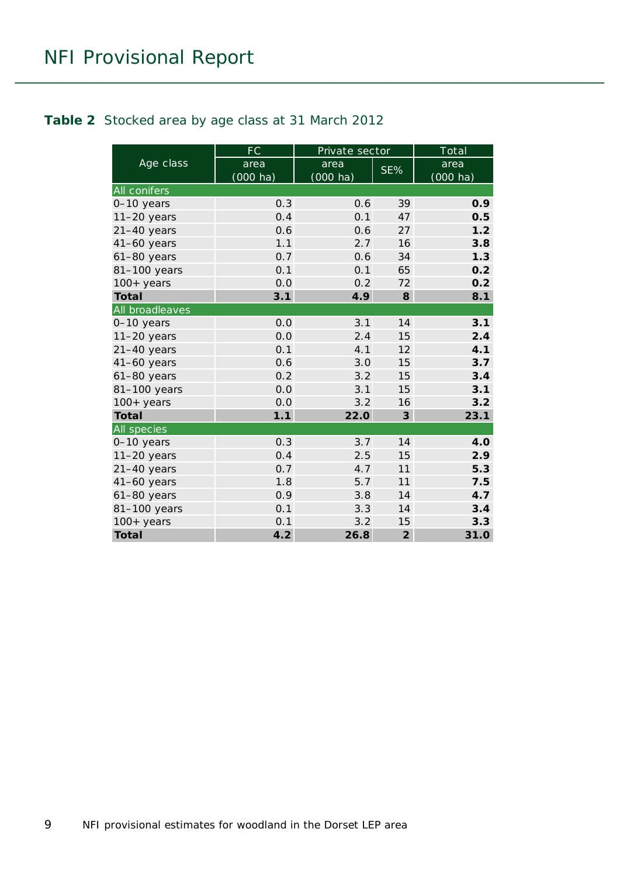**Table 2** Stocked area by age class at 31 March 2012

| Age class | FC | Private sector | | Total |
|---|---|---|---|---|
| | area (000 ha) | area (000 ha) | SE% | area (000 ha) |
| **All conifers** | | | | |
| 0–10 years | 0.3 | 0.6 | 39 | **0.9** |
| 11–20 years | 0.4 | 0.1 | 47 | **0.5** |
| 21–40 years | 0.6 | 0.6 | 27 | **1.2** |
| 41–60 years | 1.1 | 2.7 | 16 | **3.8** |
| 61–80 years | 0.7 | 0.6 | 34 | **1.3** |
| 81–100 years | 0.1 | 0.1 | 65 | **0.2** |
| 100+ years | 0.0 | 0.2 | 72 | **0.2** |
| **Total** | **3.1** | **4.9** | **8** | **8.1** |
| **All broadleaves** | | | | |
| 0–10 years | 0.0 | 3.1 | 14 | **3.1** |
| 11–20 years | 0.0 | 2.4 | 15 | **2.4** |
| 21–40 years | 0.1 | 4.1 | 12 | **4.1** |
| 41–60 years | 0.6 | 3.0 | 15 | **3.7** |
| 61–80 years | 0.2 | 3.2 | 15 | **3.4** |
| 81–100 years | 0.0 | 3.1 | 15 | **3.1** |
| 100+ years | 0.0 | 3.2 | 16 | **3.2** |
| **Total** | **1.1** | **22.0** | **3** | **23.1** |
| **All species** | | | | |
| 0–10 years | 0.3 | 3.7 | 14 | **4.0** |
| 11–20 years | 0.4 | 2.5 | 15 | **2.9** |
| 21–40 years | 0.7 | 4.7 | 11 | **5.3** |
| 41–60 years | 1.8 | 5.7 | 11 | **7.5** |
| 61–80 years | 0.9 | 3.8 | 14 | **4.7** |
| 81–100 years | 0.1 | 3.3 | 14 | **3.4** |
| 100+ years | 0.1 | 3.2 | 15 | **3.3** |
| **Total** | **4.2** | **26.8** | **2** | **31.0** |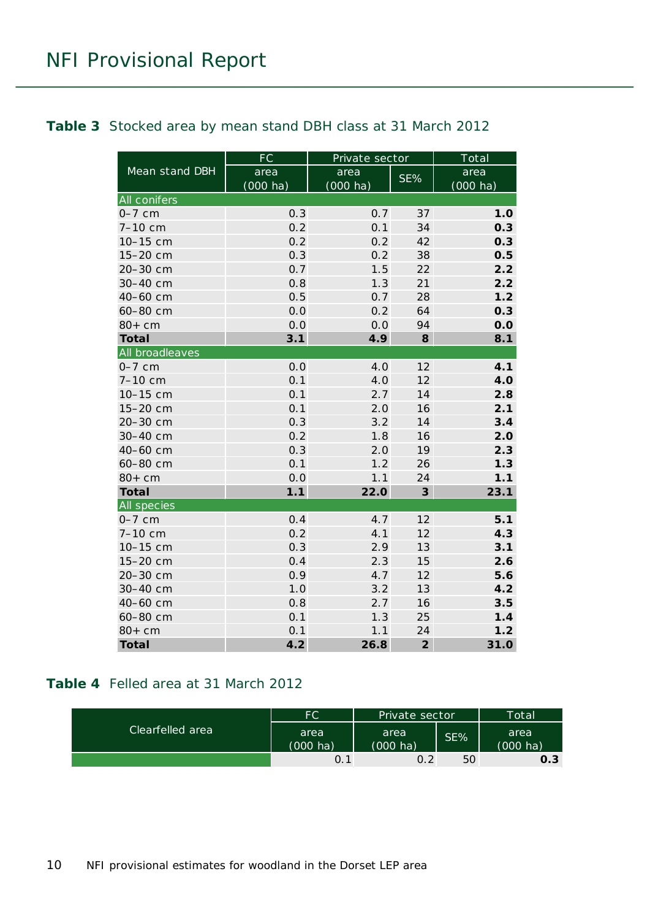**Table 3** Stocked area by mean stand DBH class at 31 March 2012

| Mean stand DBH | FC | Private sector | | Total |
|---|---|---|---|---|
| | area (000 ha) | area (000 ha) | SE% | area (000 ha) |
| **All conifers** | | | | |
| 0–7 cm | 0.3 | 0.7 | 37 | **1.0** |
| 7–10 cm | 0.2 | 0.1 | 34 | **0.3** |
| 10–15 cm | 0.2 | 0.2 | 42 | **0.3** |
| 15–20 cm | 0.3 | 0.2 | 38 | **0.5** |
| 20–30 cm | 0.7 | 1.5 | 22 | **2.2** |
| 30–40 cm | 0.8 | 1.3 | 21 | **2.2** |
| 40–60 cm | 0.5 | 0.7 | 28 | **1.2** |
| 60–80 cm | 0.0 | 0.2 | 64 | **0.3** |
| 80+ cm | 0.0 | 0.0 | 94 | **0.0** |
| **Total** | **3.1** | **4.9** | **8** | **8.1** |
| **All broadleaves** | | | | |
| 0–7 cm | 0.0 | 4.0 | 12 | **4.1** |
| 7–10 cm | 0.1 | 4.0 | 12 | **4.0** |
| 10–15 cm | 0.1 | 2.7 | 14 | **2.8** |
| 15–20 cm | 0.1 | 2.0 | 16 | **2.1** |
| 20–30 cm | 0.3 | 3.2 | 14 | **3.4** |
| 30–40 cm | 0.2 | 1.8 | 16 | **2.0** |
| 40–60 cm | 0.3 | 2.0 | 19 | **2.3** |
| 60–80 cm | 0.1 | 1.2 | 26 | **1.3** |
| 80+ cm | 0.0 | 1.1 | 24 | **1.1** |
| **Total** | **1.1** | **22.0** | **3** | **23.1** |
| **All species** | | | | |
| 0–7 cm | 0.4 | 4.7 | 12 | **5.1** |
| 7–10 cm | 0.2 | 4.1 | 12 | **4.3** |
| 10–15 cm | 0.3 | 2.9 | 13 | **3.1** |
| 15–20 cm | 0.4 | 2.3 | 15 | **2.6** |
| 20–30 cm | 0.9 | 4.7 | 12 | **5.6** |
| 30–40 cm | 1.0 | 3.2 | 13 | **4.2** |
| 40–60 cm | 0.8 | 2.7 | 16 | **3.5** |
| 60–80 cm | 0.1 | 1.3 | 25 | **1.4** |
| 80+ cm | 0.1 | 1.1 | 24 | **1.2** |
| **Total** | **4.2** | **26.8** | **2** | **31.0** |

**Table 4** Felled area at 31 March 2012

| Clearfelled area | FC | Private sector | | Total |
|---|---|---|---|---|
| | area (000 ha) | area (000 ha) | SE% | area (000 ha) |
| | 0.1 | 0.2 | 50 | **0.3** |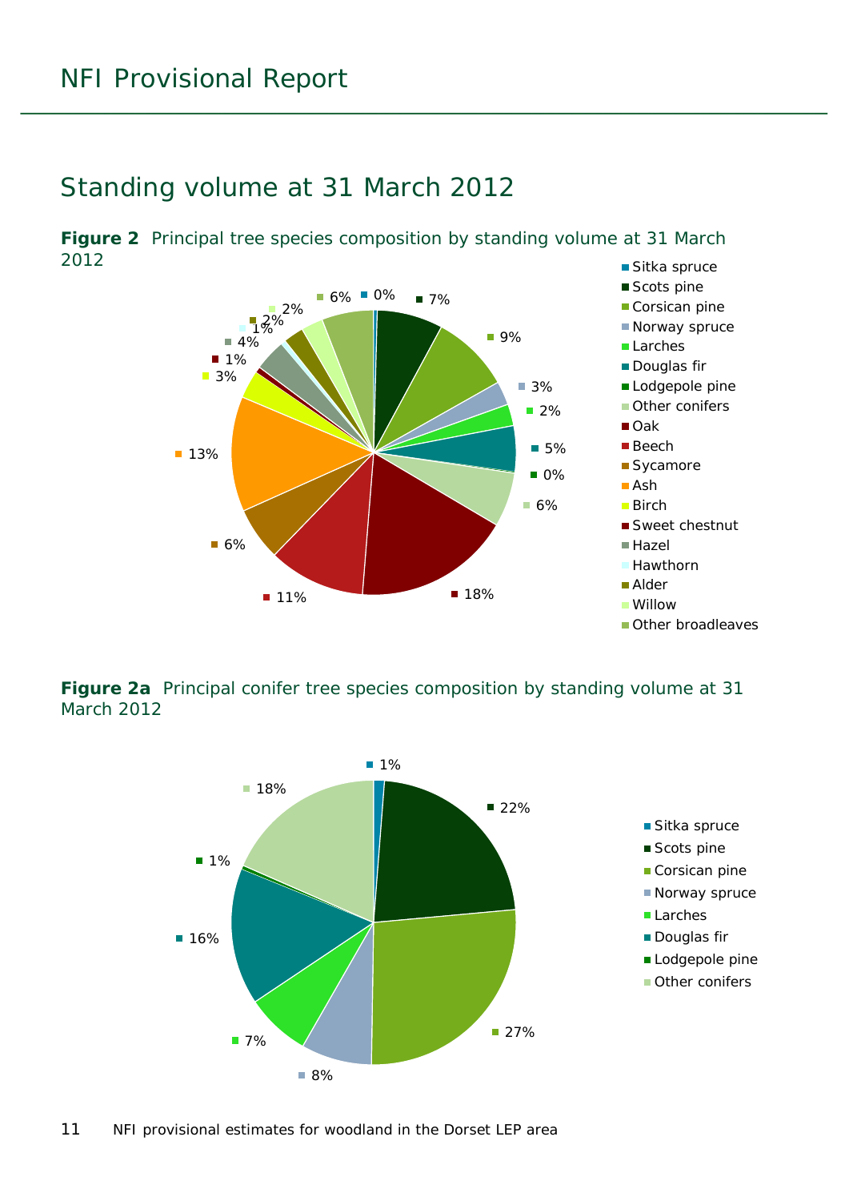# Standing volume at 31 March 2012

**Figure 2** Principal tree species composition by standing volume at 31 March 2012

| Species | Percentage |
|---|---|
| Sitka spruce | 0% |
| Scots pine | 7% |
| Corsican pine | 9% |
| Norway spruce | 3% |
| Larches | 2% |
| Douglas fir | 5% |
| Lodgepole pine | 0% |
| Other conifers | 6% |
| Oak | 18% |
| Beech | 11% |
| Sycamore | 6% |
| Ash | 13% |
| Birch | 3% |
| Sweet chestnut | 1% |
| Hazel | 4% |
| Hawthorn | 1% |
| Alder | 2% |
| Willow | 2% |
| Other broadleaves | 6% |

**Figure 2a** Principal conifer tree species composition by standing volume at 31 March 2012

| Species | Percentage |
|---|---|
| Sitka spruce | 1% |
| Scots pine | 22% |
| Corsican pine | 27% |
| Norway spruce | 8% |
| Larches | 7% |
| Douglas fir | 16% |
| Lodgepole pine | 1% |
| Other conifers | 18% |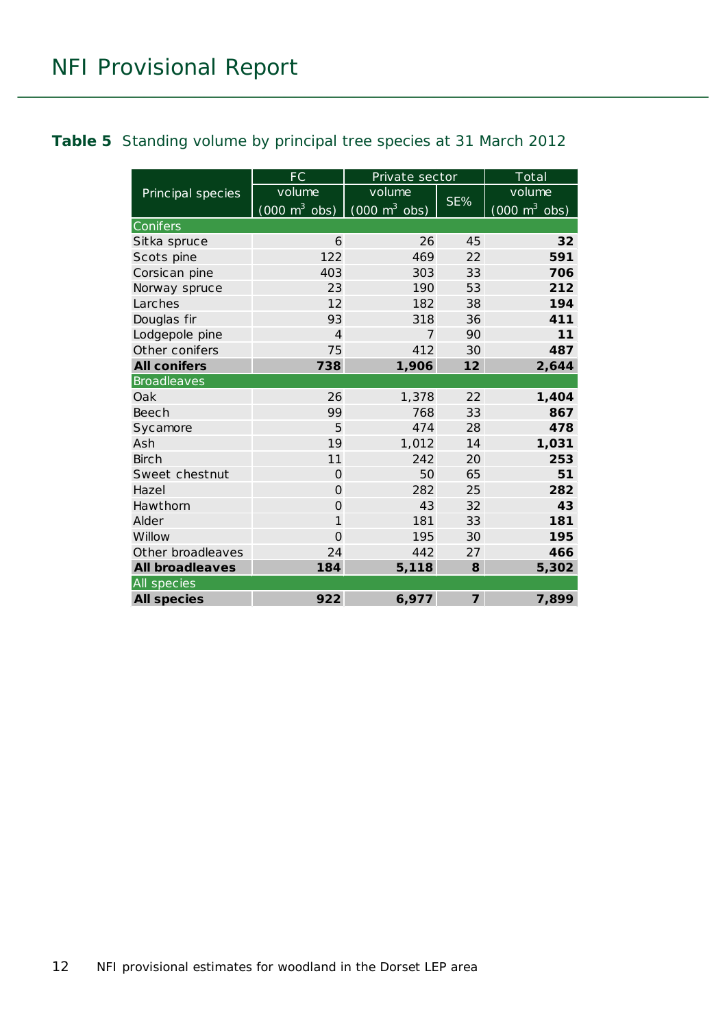**Table 5** Standing volume by principal tree species at 31 March 2012

| Principal species | FC volume (000 m$^3$ obs) | Private sector volume (000 m$^3$ obs) | Private sector SE% | Total volume (000 m$^3$ obs) |
|---|---|---|---|---|
| **Conifers** | | | | |
| Sitka spruce | 6 | 26 | 45 | **32** |
| Scots pine | 122 | 469 | 22 | **591** |
| Corsican pine | 403 | 303 | 33 | **706** |
| Norway spruce | 23 | 190 | 53 | **212** |
| Larches | 12 | 182 | 38 | **194** |
| Douglas fir | 93 | 318 | 36 | **411** |
| Lodgepole pine | 4 | 7 | 90 | **11** |
| Other conifers | 75 | 412 | 30 | **487** |
| **All conifers** | **738** | **1,906** | **12** | **2,644** |
| **Broadleaves** | | | | |
| Oak | 26 | 1,378 | 22 | **1,404** |
| Beech | 99 | 768 | 33 | **867** |
| Sycamore | 5 | 474 | 28 | **478** |
| Ash | 19 | 1,012 | 14 | **1,031** |
| Birch | 11 | 242 | 20 | **253** |
| Sweet chestnut | 0 | 50 | 65 | **51** |
| Hazel | 0 | 282 | 25 | **282** |
| Hawthorn | 0 | 43 | 32 | **43** |
| Alder | 1 | 181 | 33 | **181** |
| Willow | 0 | 195 | 30 | **195** |
| Other broadleaves | 24 | 442 | 27 | **466** |
| **All broadleaves** | **184** | **5,118** | **8** | **5,302** |
| **All species** | | | | |
| **All species** | **922** | **6,977** | **7** | **7,899** |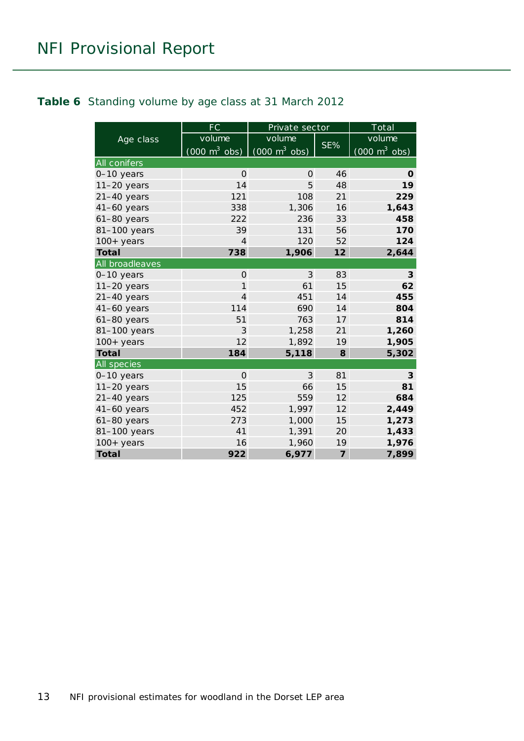**Table 6** Standing volume by age class at 31 March 2012

| Age class | FC | Private sector | | Total |
|---|---|---|---|---|
| | volume (000 m$^3$ obs) | volume (000 m$^3$ obs) | SE% | volume (000 m$^3$ obs) |
| All conifers | | | | |
| 0–10 years | 0 | 0 | 46 | **0** |
| 11–20 years | 14 | 5 | 48 | **19** |
| 21–40 years | 121 | 108 | 21 | **229** |
| 41–60 years | 338 | 1,306 | 16 | **1,643** |
| 61–80 years | 222 | 236 | 33 | **458** |
| 81–100 years | 39 | 131 | 56 | **170** |
| 100+ years | 4 | 120 | 52 | **124** |
| **Total** | **738** | **1,906** | **12** | **2,644** |
| All broadleaves | | | | |
| 0–10 years | 0 | 3 | 83 | **3** |
| 11–20 years | 1 | 61 | 15 | **62** |
| 21–40 years | 4 | 451 | 14 | **455** |
| 41–60 years | 114 | 690 | 14 | **804** |
| 61–80 years | 51 | 763 | 17 | **814** |
| 81–100 years | 3 | 1,258 | 21 | **1,260** |
| 100+ years | 12 | 1,892 | 19 | **1,905** |
| **Total** | **184** | **5,118** | **8** | **5,302** |
| All species | | | | |
| 0–10 years | 0 | 3 | 81 | **3** |
| 11–20 years | 15 | 66 | 15 | **81** |
| 21–40 years | 125 | 559 | 12 | **684** |
| 41–60 years | 452 | 1,997 | 12 | **2,449** |
| 61–80 years | 273 | 1,000 | 15 | **1,273** |
| 81–100 years | 41 | 1,391 | 20 | **1,433** |
| 100+ years | 16 | 1,960 | 19 | **1,976** |
| **Total** | **922** | **6,977** | **7** | **7,899** |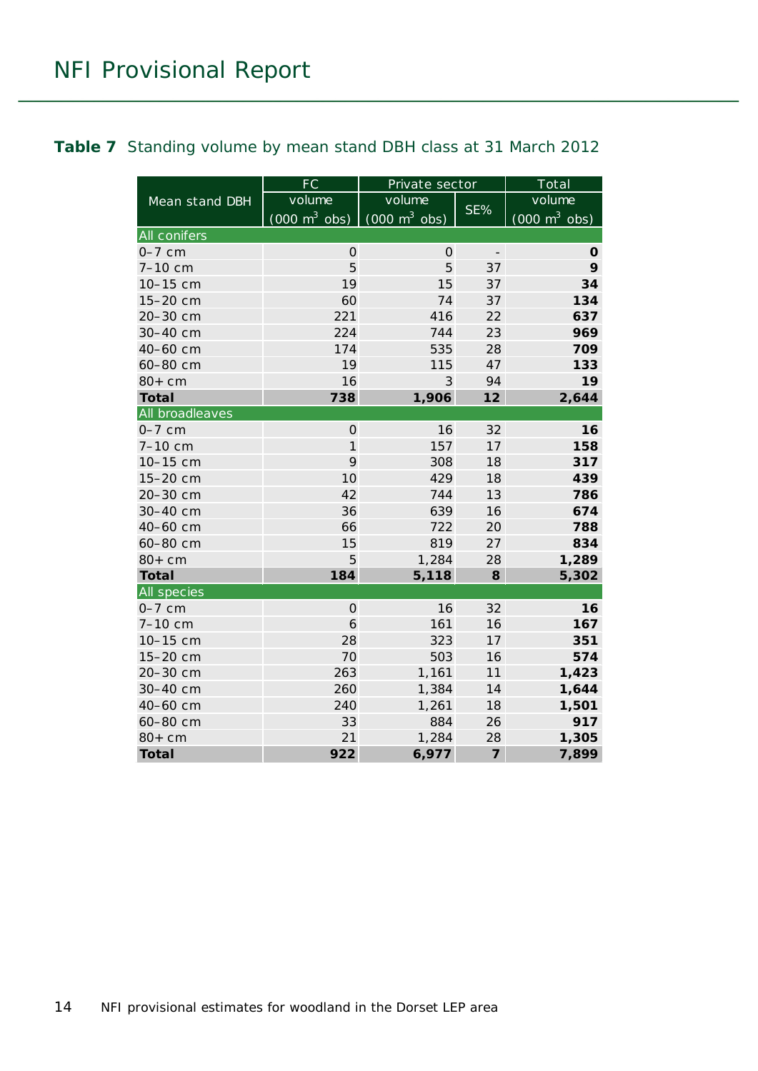**Table 7** Standing volume by mean stand DBH class at 31 March 2012

| Mean stand DBH | FC | Private sector | | Total |
|---|---|---|---|---|
| | volume (000 m$^3$ obs) | volume (000 m$^3$ obs) | SE% | volume (000 m$^3$ obs) |
| All conifers | | | | |
| 0–7 cm | 0 | 0 | - | **0** |
| 7–10 cm | 5 | 5 | 37 | **9** |
| 10–15 cm | 19 | 15 | 37 | **34** |
| 15–20 cm | 60 | 74 | 37 | **134** |
| 20–30 cm | 221 | 416 | 22 | **637** |
| 30–40 cm | 224 | 744 | 23 | **969** |
| 40–60 cm | 174 | 535 | 28 | **709** |
| 60–80 cm | 19 | 115 | 47 | **133** |
| 80+ cm | 16 | 3 | 94 | **19** |
| **Total** | **738** | **1,906** | **12** | **2,644** |
| All broadleaves | | | | |
| 0–7 cm | 0 | 16 | 32 | **16** |
| 7–10 cm | 1 | 157 | 17 | **158** |
| 10–15 cm | 9 | 308 | 18 | **317** |
| 15–20 cm | 10 | 429 | 18 | **439** |
| 20–30 cm | 42 | 744 | 13 | **786** |
| 30–40 cm | 36 | 639 | 16 | **674** |
| 40–60 cm | 66 | 722 | 20 | **788** |
| 60–80 cm | 15 | 819 | 27 | **834** |
| 80+ cm | 5 | 1,284 | 28 | **1,289** |
| **Total** | **184** | **5,118** | **8** | **5,302** |
| All species | | | | |
| 0–7 cm | 0 | 16 | 32 | **16** |
| 7–10 cm | 6 | 161 | 16 | **167** |
| 10–15 cm | 28 | 323 | 17 | **351** |
| 15–20 cm | 70 | 503 | 16 | **574** |
| 20–30 cm | 263 | 1,161 | 11 | **1,423** |
| 30–40 cm | 260 | 1,384 | 14 | **1,644** |
| 40–60 cm | 240 | 1,261 | 18 | **1,501** |
| 60–80 cm | 33 | 884 | 26 | **917** |
| 80+ cm | 21 | 1,284 | 28 | **1,305** |
| **Total** | **922** | **6,977** | **7** | **7,899** |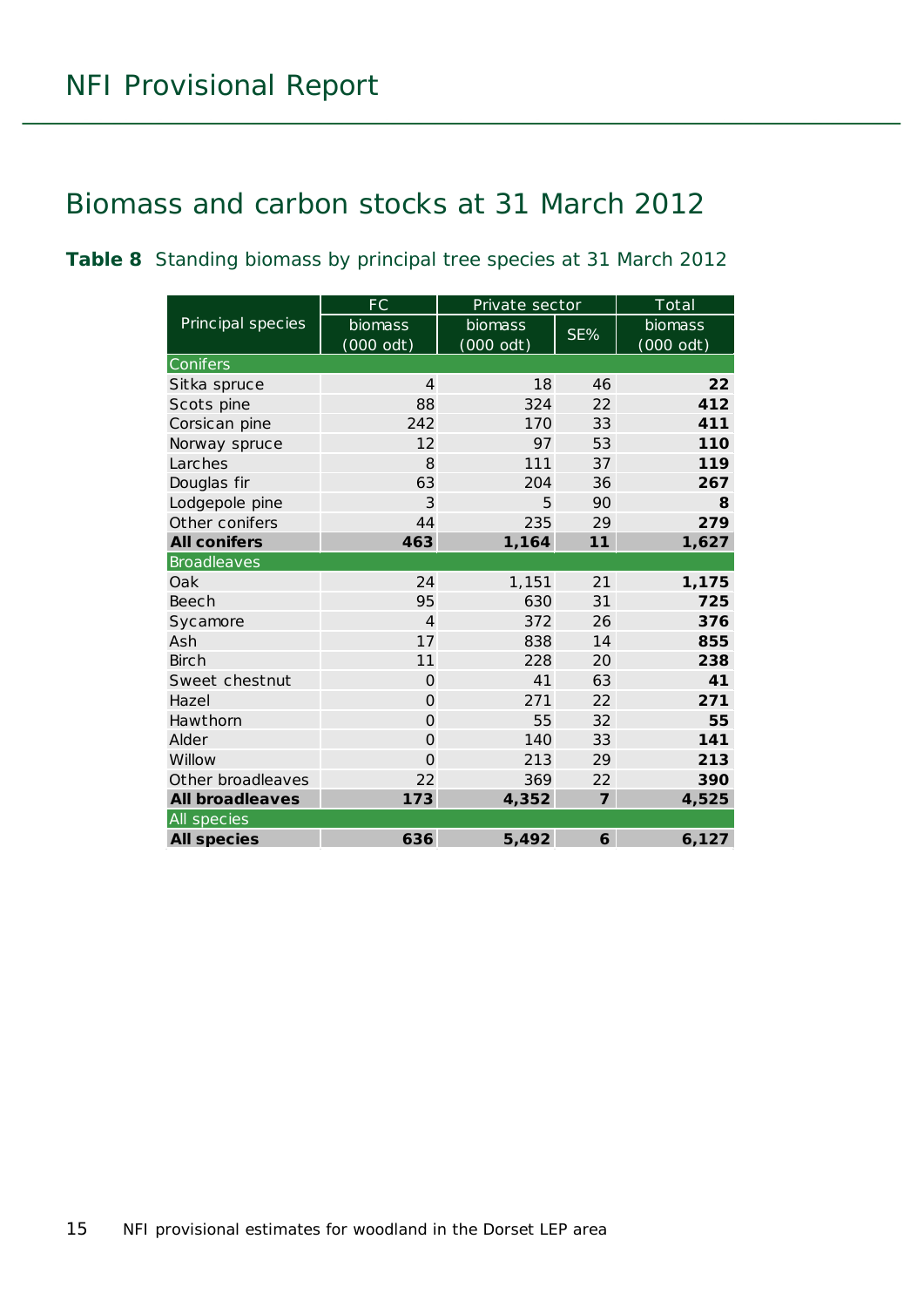## Biomass and carbon stocks at 31 March 2012

**Table 8** Standing biomass by principal tree species at 31 March 2012

| Principal species | FC | Private sector | | Total |
|---|---|---|---|---|
| | biomass (000 odt) | biomass (000 odt) | SE% | biomass (000 odt) |
| Conifers | | | | |
| Sitka spruce | 4 | 18 | 46 | **22** |
| Scots pine | 88 | 324 | 22 | **412** |
| Corsican pine | 242 | 170 | 33 | **411** |
| Norway spruce | 12 | 97 | 53 | **110** |
| Larches | 8 | 111 | 37 | **119** |
| Douglas fir | 63 | 204 | 36 | **267** |
| Lodgepole pine | 3 | 5 | 90 | **8** |
| Other conifers | 44 | 235 | 29 | **279** |
| **All conifers** | **463** | **1,164** | **11** | **1,627** |
| Broadleaves | | | | |
| Oak | 24 | 1,151 | 21 | **1,175** |
| Beech | 95 | 630 | 31 | **725** |
| Sycamore | 4 | 372 | 26 | **376** |
| Ash | 17 | 838 | 14 | **855** |
| Birch | 11 | 228 | 20 | **238** |
| Sweet chestnut | 0 | 41 | 63 | **41** |
| Hazel | 0 | 271 | 22 | **271** |
| Hawthorn | 0 | 55 | 32 | **55** |
| Alder | 0 | 140 | 33 | **141** |
| Willow | 0 | 213 | 29 | **213** |
| Other broadleaves | 22 | 369 | 22 | **390** |
| **All broadleaves** | **173** | **4,352** | **7** | **4,525** |
| All species | | | | |
| **All species** | **636** | **5,492** | **6** | **6,127** |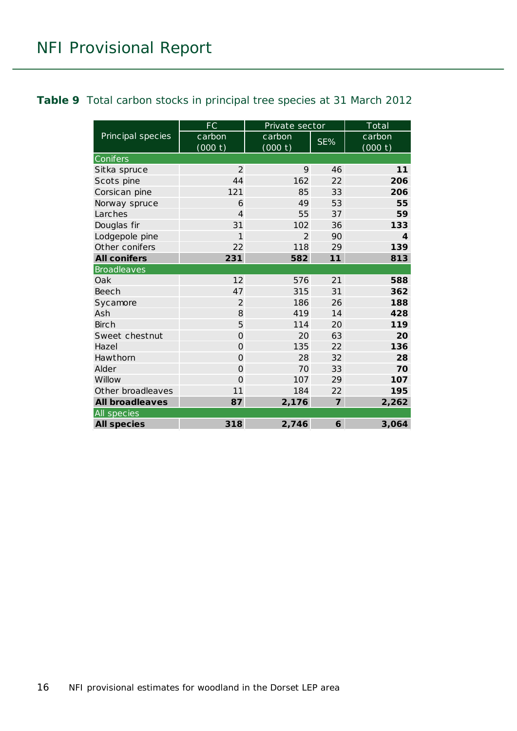**Table 9** Total carbon stocks in principal tree species at 31 March 2012

| Principal species | FC | Private sector | | Total |
|---|---|---|---|---|
| | carbon (000 t) | carbon (000 t) | SE% | carbon (000 t) |
| Conifers | | | | |
| Sitka spruce | 2 | 9 | 46 | **11** |
| Scots pine | 44 | 162 | 22 | **206** |
| Corsican pine | 121 | 85 | 33 | **206** |
| Norway spruce | 6 | 49 | 53 | **55** |
| Larches | 4 | 55 | 37 | **59** |
| Douglas fir | 31 | 102 | 36 | **133** |
| Lodgepole pine | 1 | 2 | 90 | **4** |
| Other conifers | 22 | 118 | 29 | **139** |
| **All conifers** | **231** | **582** | **11** | **813** |
| Broadleaves | | | | |
| Oak | 12 | 576 | 21 | **588** |
| Beech | 47 | 315 | 31 | **362** |
| Sycamore | 2 | 186 | 26 | **188** |
| Ash | 8 | 419 | 14 | **428** |
| Birch | 5 | 114 | 20 | **119** |
| Sweet chestnut | 0 | 20 | 63 | **20** |
| Hazel | 0 | 135 | 22 | **136** |
| Hawthorn | 0 | 28 | 32 | **28** |
| Alder | 0 | 70 | 33 | **70** |
| Willow | 0 | 107 | 29 | **107** |
| Other broadleaves | 11 | 184 | 22 | **195** |
| **All broadleaves** | **87** | **2,176** | **7** | **2,262** |
| All species | | | | |
| **All species** | **318** | **2,746** | **6** | **3,064** |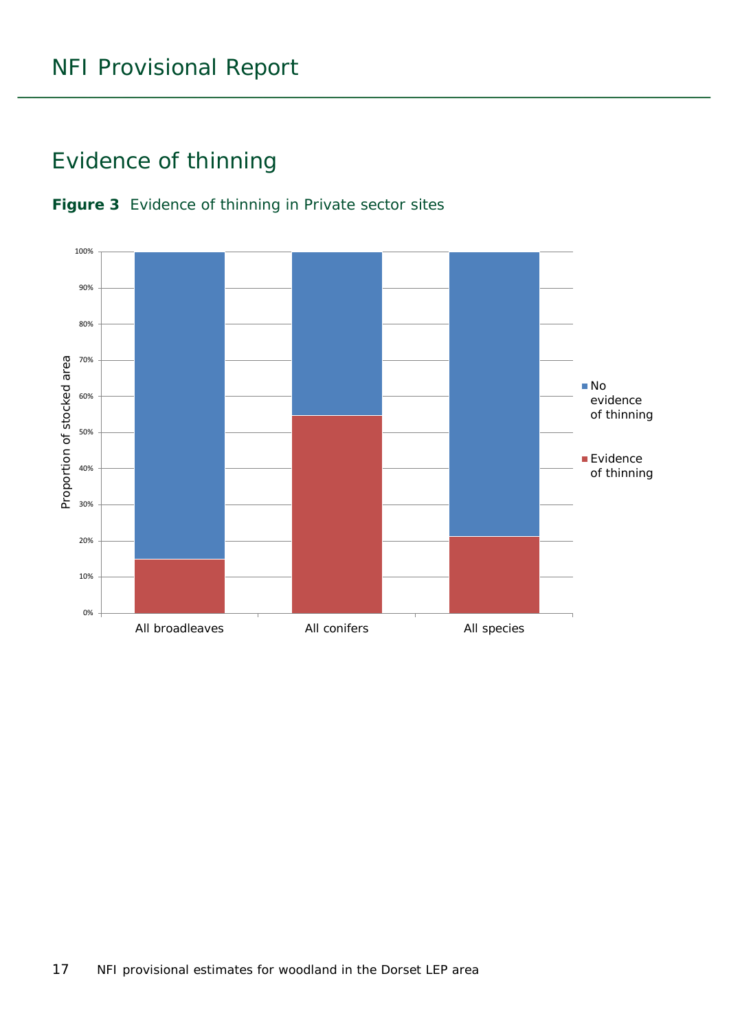## Evidence of thinning

**Figure 3** Evidence of thinning in Private sector sites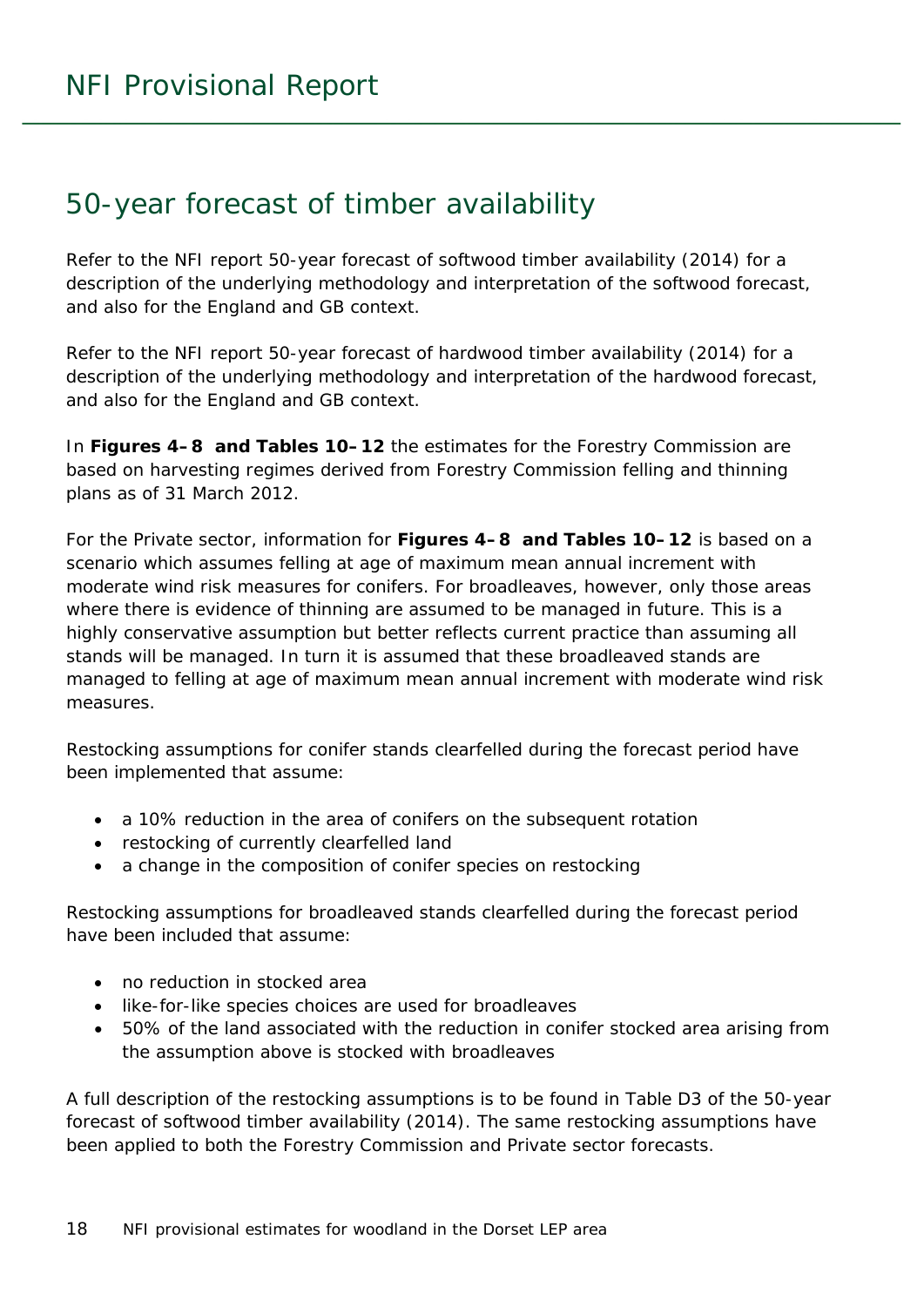# 50-year forecast of timber availability

Refer to the NFI report 50-year forecast of softwood timber availability (2014) for a description of the underlying methodology and interpretation of the softwood forecast, and also for the England and GB context.

Refer to the NFI report 50-year forecast of hardwood timber availability (2014) for a description of the underlying methodology and interpretation of the hardwood forecast, and also for the England and GB context.

In **Figures 4–8 and Tables 10–12** the estimates for the Forestry Commission are based on harvesting regimes derived from Forestry Commission felling and thinning plans as of 31 March 2012.

For the Private sector, information for **Figures 4–8 and Tables 10–12** is based on a scenario which assumes felling at age of maximum mean annual increment with moderate wind risk measures for conifers. For broadleaves, however, only those areas where there is evidence of thinning are assumed to be managed in future. This is a highly conservative assumption but better reflects current practice than assuming all stands will be managed. In turn it is assumed that these broadleaved stands are managed to felling at age of maximum mean annual increment with moderate wind risk measures.

Restocking assumptions for conifer stands clearfelled during the forecast period have been implemented that assume:

- a 10% reduction in the area of conifers on the subsequent rotation
- restocking of currently clearfelled land
- a change in the composition of conifer species on restocking

Restocking assumptions for broadleaved stands clearfelled during the forecast period have been included that assume:

- no reduction in stocked area
- like-for-like species choices are used for broadleaves
- 50% of the land associated with the reduction in conifer stocked area arising from the assumption above is stocked with broadleaves

A full description of the restocking assumptions is to be found in Table D3 of the 50-year forecast of softwood timber availability (2014). The same restocking assumptions have been applied to both the Forestry Commission and Private sector forecasts.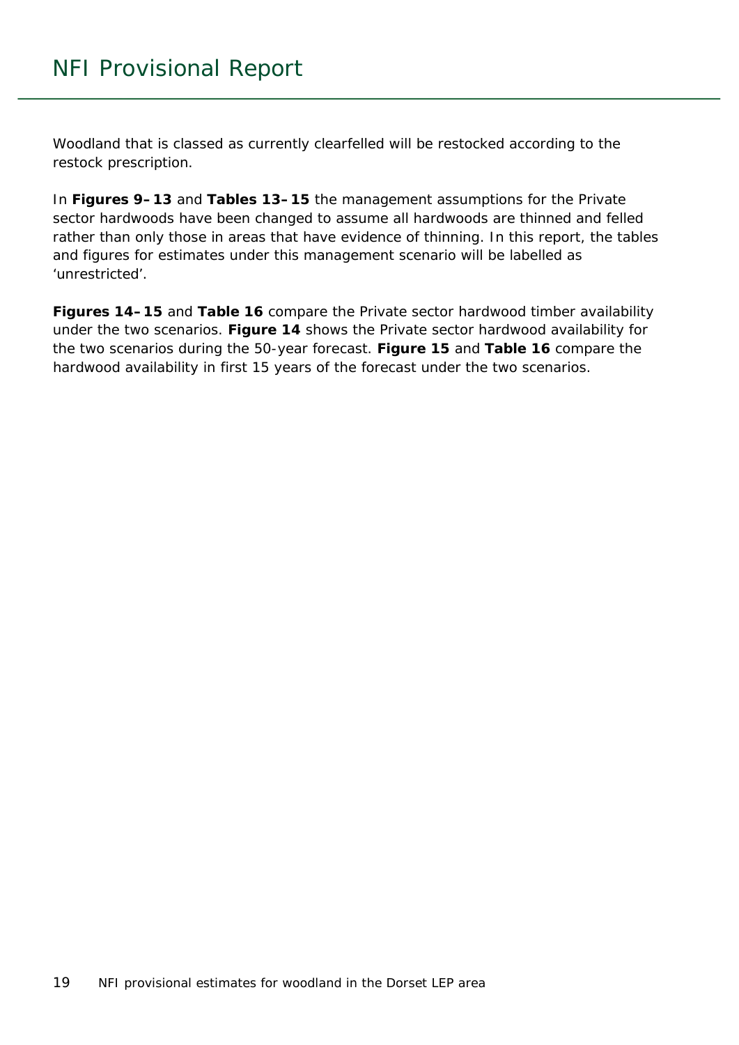Woodland that is classed as currently clearfelled will be restocked according to the restock prescription.

In **Figures 9–13** and **Tables 13–15** the management assumptions for the Private sector hardwoods have been changed to assume all hardwoods are thinned and felled rather than only those in areas that have evidence of thinning. In this report, the tables and figures for estimates under this management scenario will be labelled as 'unrestricted'.

**Figures 14–15** and **Table 16** compare the Private sector hardwood timber availability under the two scenarios. **Figure 14** shows the Private sector hardwood availability for the two scenarios during the 50-year forecast. **Figure 15** and **Table 16** compare the hardwood availability in first 15 years of the forecast under the two scenarios.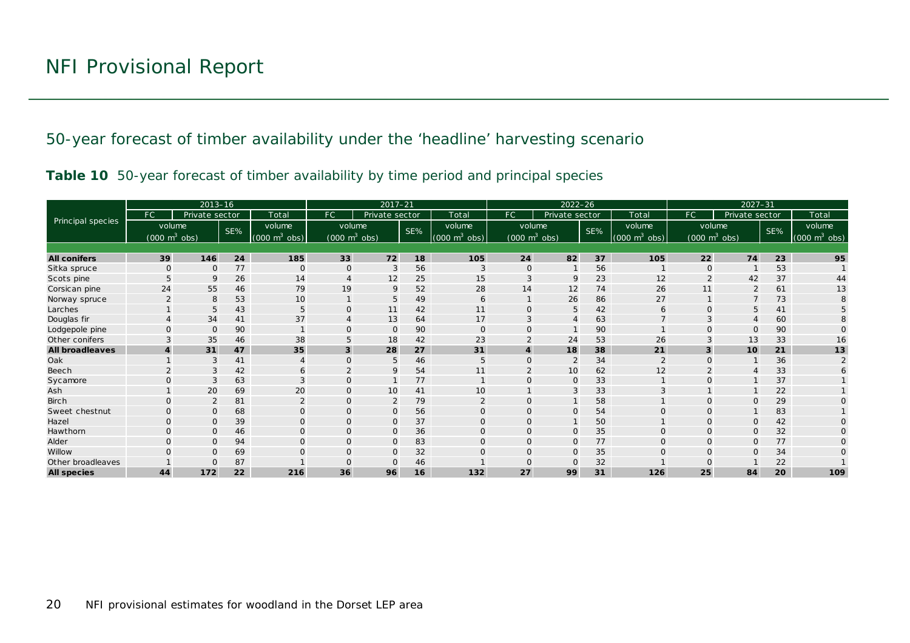## 50-year forecast of timber availability under the 'headline' harvesting scenario

**Table 10** 50-year forecast of timber availability by time period and principal species

| Principal species | 2013–16 | | | | 2017–21 | | | | 2022–26 | | | | 2027–31 | | | |
|---|---|---|---|---|---|---|---|---|---|---|---|---|---|---|---|---|
| | FC | Private sector | | Total | FC | Private sector | | Total | FC | Private sector | | Total | FC | Private sector | | Total |
| | volume ($000\ m^3$ obs) | | SE% | volume ($000\ m^3$ obs) | volume ($000\ m^3$ obs) | | SE% | volume ($000\ m^3$ obs) | volume ($000\ m^3$ obs) | | SE% | volume ($000\ m^3$ obs) | volume ($000\ m^3$ obs) | | SE% | volume ($000\ m^3$ obs) |
| **All conifers** | **39** | **146** | **24** | **185** | **33** | **72** | **18** | **105** | **24** | **82** | **37** | **105** | **22** | **74** | **23** | **95** |
| Sitka spruce | 0 | 0 | 77 | 0 | 0 | 3 | 56 | 3 | 0 | 1 | 56 | 1 | 0 | 1 | 53 | 1 |
| Scots pine | 5 | 9 | 26 | 14 | 4 | 12 | 25 | 15 | 3 | 9 | 23 | 12 | 2 | 42 | 37 | 44 |
| Corsican pine | 24 | 55 | 46 | 79 | 19 | 9 | 52 | 28 | 14 | 12 | 74 | 26 | 11 | 2 | 61 | 13 |
| Norway spruce | 2 | 8 | 53 | 10 | 1 | 5 | 49 | 6 | 1 | 26 | 86 | 27 | 1 | 7 | 73 | 8 |
| Larches | 1 | 5 | 43 | 5 | 0 | 11 | 42 | 11 | 0 | 5 | 42 | 6 | 0 | 5 | 41 | 5 |
| Douglas fir | 4 | 34 | 41 | 37 | 4 | 13 | 64 | 17 | 3 | 4 | 63 | 7 | 3 | 4 | 60 | 8 |
| Lodgepole pine | 0 | 0 | 90 | 1 | 0 | 0 | 90 | 0 | 0 | 1 | 90 | 1 | 0 | 0 | 90 | 0 |
| Other conifers | 3 | 35 | 46 | 38 | 5 | 18 | 42 | 23 | 2 | 24 | 53 | 26 | 3 | 13 | 33 | 16 |
| **All broadleaves** | **4** | **31** | **47** | **35** | **3** | **28** | **27** | **31** | **4** | **18** | **38** | **21** | **3** | **10** | **21** | **13** |
| Oak | 1 | 3 | 41 | 4 | 0 | 5 | 46 | 5 | 0 | 2 | 34 | 2 | 0 | 1 | 36 | 2 |
| Beech | 2 | 3 | 42 | 6 | 2 | 9 | 54 | 11 | 2 | 10 | 62 | 12 | 2 | 4 | 33 | 6 |
| Sycamore | 0 | 3 | 63 | 3 | 0 | 1 | 77 | 1 | 0 | 0 | 33 | 1 | 0 | 1 | 37 | 1 |
| Ash | 1 | 20 | 69 | 20 | 0 | 10 | 41 | 10 | 1 | 3 | 33 | 3 | 1 | 1 | 22 | 1 |
| Birch | 0 | 2 | 81 | 2 | 0 | 2 | 79 | 2 | 0 | 1 | 58 | 1 | 0 | 0 | 29 | 0 |
| Sweet chestnut | 0 | 0 | 68 | 0 | 0 | 0 | 56 | 0 | 0 | 0 | 54 | 0 | 0 | 1 | 83 | 1 |
| Hazel | 0 | 0 | 39 | 0 | 0 | 0 | 37 | 0 | 0 | 1 | 50 | 1 | 0 | 0 | 42 | 0 |
| Hawthorn | 0 | 0 | 46 | 0 | 0 | 0 | 36 | 0 | 0 | 0 | 35 | 0 | 0 | 0 | 32 | 0 |
| Alder | 0 | 0 | 94 | 0 | 0 | 0 | 83 | 0 | 0 | 0 | 77 | 0 | 0 | 0 | 77 | 0 |
| Willow | 0 | 0 | 69 | 0 | 0 | 0 | 32 | 0 | 0 | 0 | 35 | 0 | 0 | 0 | 34 | 0 |
| Other broadleaves | 1 | 0 | 87 | 1 | 0 | 0 | 46 | 1 | 0 | 0 | 32 | 1 | 0 | 1 | 22 | 1 |
| **All species** | **44** | **172** | **22** | **216** | **36** | **96** | **16** | **132** | **27** | **99** | **31** | **126** | **25** | **84** | **20** | **109** |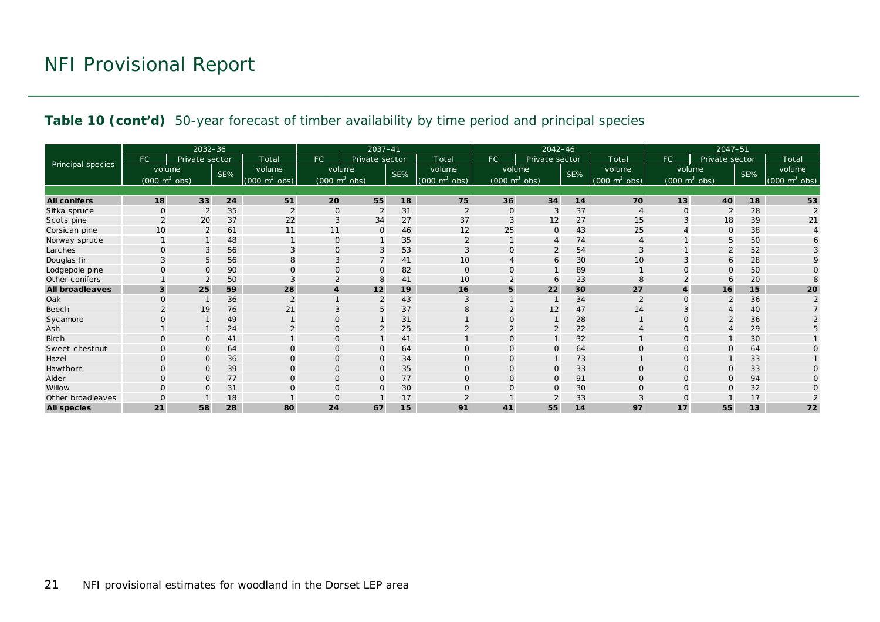# NFI Provisional Report

**Table 10 (cont'd)** 50-year forecast of timber availability by time period and principal species

| Principal species | 2032–36 | | | | 2037–41 | | | | 2042–46 | | | | 2047–51 | | | |
|---|---|---|---|---|---|---|---|---|---|---|---|---|---|---|---|---|
| | FC | Private sector | | Total | FC | Private sector | | Total | FC | Private sector | | Total | FC | Private sector | | Total |
| | volume (000 $m^3$ obs) | | SE% | volume (000 $m^3$ obs) | volume (000 $m^3$ obs) | | SE% | volume (000 $m^3$ obs) | volume (000 $m^3$ obs) | | SE% | volume (000 $m^3$ obs) | volume (000 $m^3$ obs) | | SE% | volume (000 $m^3$ obs) |
| **All conifers** | **18** | **33** | **24** | **51** | **20** | **55** | **18** | **75** | **36** | **34** | **14** | **70** | **13** | **40** | **18** | **53** |
| Sitka spruce | 0 | 2 | 35 | 2 | 0 | 2 | 31 | 2 | 0 | 3 | 37 | 4 | 0 | 2 | 28 | 2 |
| Scots pine | 2 | 20 | 37 | 22 | 3 | 34 | 27 | 37 | 3 | 12 | 27 | 15 | 3 | 18 | 39 | 21 |
| Corsican pine | 10 | 2 | 61 | 11 | 11 | 0 | 46 | 12 | 25 | 0 | 43 | 25 | 4 | 0 | 38 | 4 |
| Norway spruce | 1 | 1 | 48 | 1 | 0 | 1 | 35 | 2 | 1 | 4 | 74 | 4 | 1 | 5 | 50 | 6 |
| Larches | 0 | 3 | 56 | 3 | 0 | 3 | 53 | 3 | 0 | 2 | 54 | 3 | 1 | 2 | 52 | 3 |
| Douglas fir | 3 | 5 | 56 | 8 | 3 | 7 | 41 | 10 | 4 | 6 | 30 | 10 | 3 | 6 | 28 | 9 |
| Lodgepole pine | 0 | 0 | 90 | 0 | 0 | 0 | 82 | 0 | 0 | 1 | 89 | 1 | 0 | 0 | 50 | 0 |
| Other conifers | 1 | 2 | 50 | 3 | 2 | 8 | 41 | 10 | 2 | 6 | 23 | 8 | 2 | 6 | 20 | 8 |
| **All broadleaves** | **3** | **25** | **59** | **28** | **4** | **12** | **19** | **16** | **5** | **22** | **30** | **27** | **4** | **16** | **15** | **20** |
| Oak | 0 | 1 | 36 | 2 | 1 | 2 | 43 | 3 | 1 | 1 | 34 | 2 | 0 | 2 | 36 | 2 |
| Beech | 2 | 19 | 76 | 21 | 3 | 5 | 37 | 8 | 2 | 12 | 47 | 14 | 3 | 4 | 40 | 7 |
| Sycamore | 0 | 1 | 49 | 1 | 0 | 1 | 31 | 1 | 0 | 1 | 28 | 1 | 0 | 2 | 36 | 2 |
| Ash | 1 | 1 | 24 | 2 | 0 | 2 | 25 | 2 | 2 | 2 | 22 | 4 | 0 | 4 | 29 | 5 |
| Birch | 0 | 0 | 41 | 1 | 0 | 1 | 41 | 1 | 0 | 1 | 32 | 1 | 0 | 1 | 30 | 1 |
| Sweet chestnut | 0 | 0 | 64 | 0 | 0 | 0 | 64 | 0 | 0 | 0 | 64 | 0 | 0 | 0 | 64 | 0 |
| Hazel | 0 | 0 | 36 | 0 | 0 | 0 | 34 | 0 | 0 | 1 | 73 | 1 | 0 | 1 | 33 | 1 |
| Hawthorn | 0 | 0 | 39 | 0 | 0 | 0 | 35 | 0 | 0 | 0 | 33 | 0 | 0 | 0 | 33 | 0 |
| Alder | 0 | 0 | 77 | 0 | 0 | 0 | 77 | 0 | 0 | 0 | 91 | 0 | 0 | 0 | 94 | 0 |
| Willow | 0 | 0 | 31 | 0 | 0 | 0 | 30 | 0 | 0 | 0 | 30 | 0 | 0 | 0 | 32 | 0 |
| Other broadleaves | 0 | 1 | 18 | 1 | 0 | 1 | 17 | 2 | 1 | 2 | 33 | 3 | 0 | 1 | 17 | 2 |
| **All species** | **21** | **58** | **28** | **80** | **24** | **67** | **15** | **91** | **41** | **55** | **14** | **97** | **17** | **55** | **13** | **72** |

NFI provisional estimates for woodland in the Dorset LEP area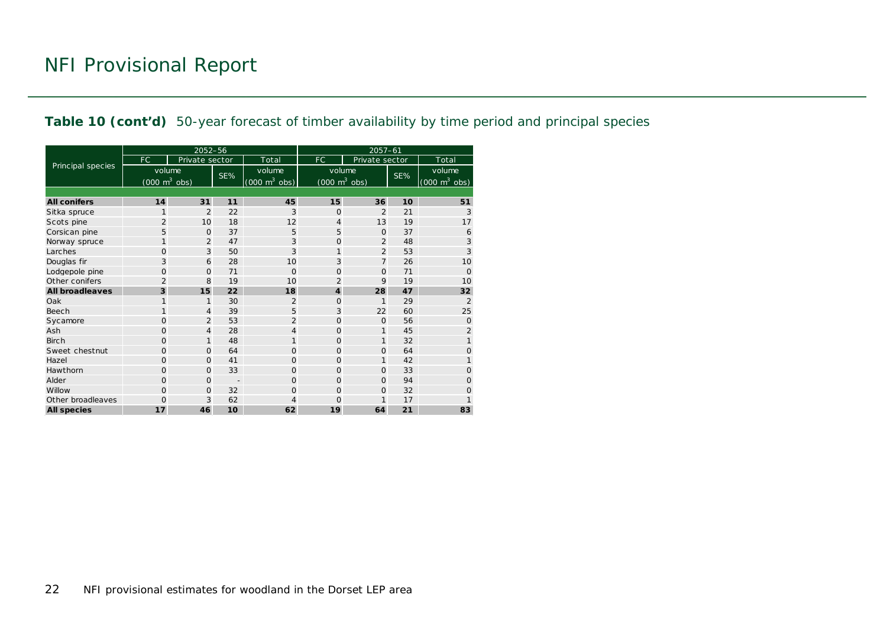**Table 10 (cont'd)** 50-year forecast of timber availability by time period and principal species

| Principal species | 2052–56 | | | | 2057–61 | | | |
|---|---|---|---|---|---|---|---|---|
| | FC | Private sector | | Total | FC | Private sector | | Total |
| | volume (000 $m^3$ obs) | | SE% | volume (000 $m^3$ obs) | volume (000 $m^3$ obs) | | SE% | volume (000 $m^3$ obs) |
| **All conifers** | **14** | **31** | **11** | **45** | **15** | **36** | **10** | **51** |
| Sitka spruce | 1 | 2 | 22 | 3 | 0 | 2 | 21 | 3 |
| Scots pine | 2 | 10 | 18 | 12 | 4 | 13 | 19 | 17 |
| Corsican pine | 5 | 0 | 37 | 5 | 5 | 0 | 37 | 6 |
| Norway spruce | 1 | 2 | 47 | 3 | 0 | 2 | 48 | 3 |
| Larches | 0 | 3 | 50 | 3 | 1 | 2 | 53 | 3 |
| Douglas fir | 3 | 6 | 28 | 10 | 3 | 7 | 26 | 10 |
| Lodgepole pine | 0 | 0 | 71 | 0 | 0 | 0 | 71 | 0 |
| Other conifers | 2 | 8 | 19 | 10 | 2 | 9 | 19 | 10 |
| **All broadleaves** | **3** | **15** | **22** | **18** | **4** | **28** | **47** | **32** |
| Oak | 1 | 1 | 30 | 2 | 0 | 1 | 29 | 2 |
| Beech | 1 | 4 | 39 | 5 | 3 | 22 | 60 | 25 |
| Sycamore | 0 | 2 | 53 | 2 | 0 | 0 | 56 | 0 |
| Ash | 0 | 4 | 28 | 4 | 0 | 1 | 45 | 2 |
| Birch | 0 | 1 | 48 | 1 | 0 | 1 | 32 | 1 |
| Sweet chestnut | 0 | 0 | 64 | 0 | 0 | 0 | 64 | 0 |
| Hazel | 0 | 0 | 41 | 0 | 0 | 1 | 42 | 1 |
| Hawthorn | 0 | 0 | 33 | 0 | 0 | 0 | 33 | 0 |
| Alder | 0 | 0 | - | 0 | 0 | 0 | 94 | 0 |
| Willow | 0 | 0 | 32 | 0 | 0 | 0 | 32 | 0 |
| Other broadleaves | 0 | 3 | 62 | 4 | 0 | 1 | 17 | 1 |
| **All species** | **17** | **46** | **10** | **62** | **19** | **64** | **21** | **83** |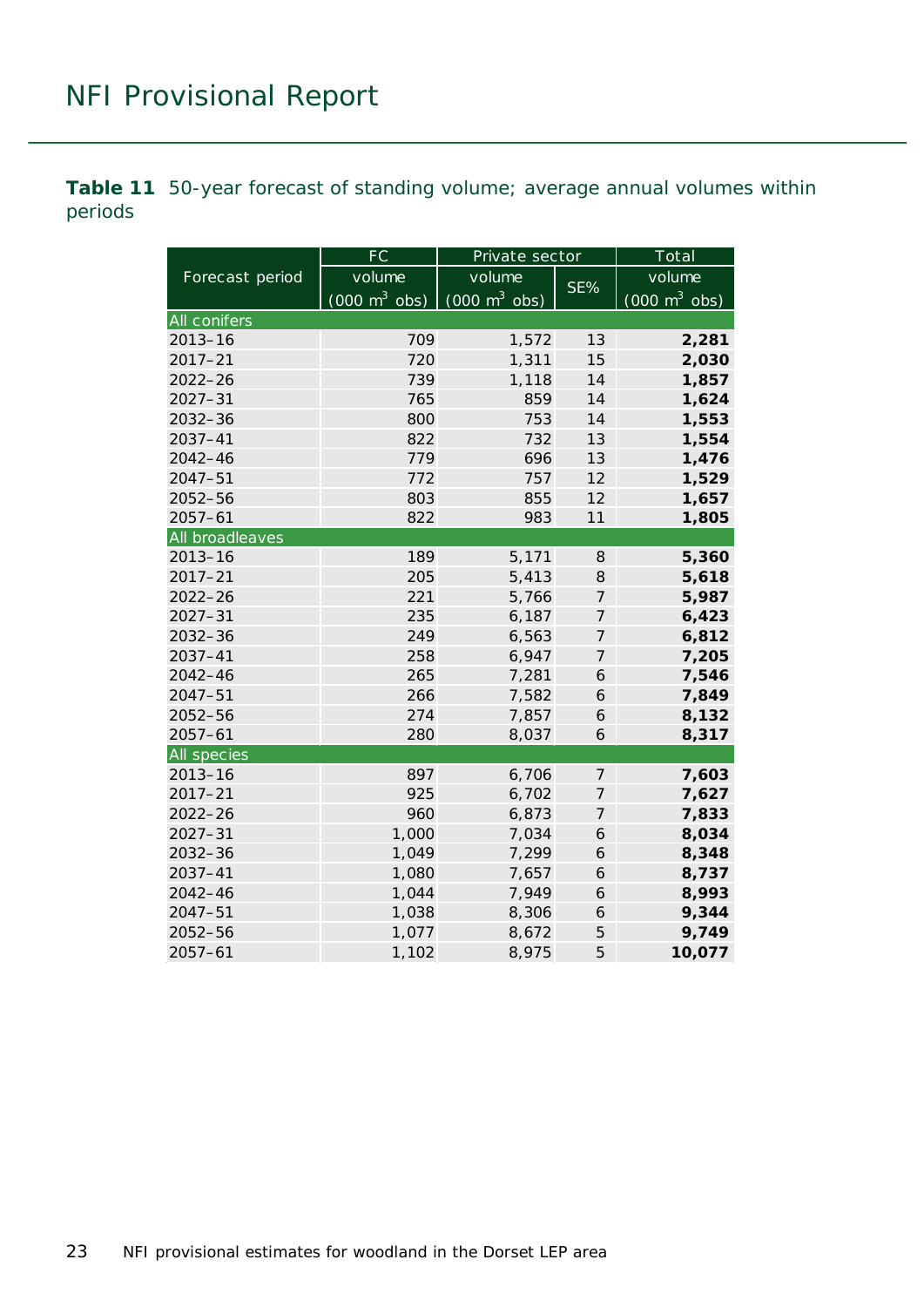**Table 11** 50-year forecast of standing volume; average annual volumes within periods

| Forecast period | FC | Private sector | | Total |
|---|---|---|---|---|
| | volume (000 $m^3$ obs) | volume (000 $m^3$ obs) | SE% | volume (000 $m^3$ obs) |
| **All conifers** | | | | |
| 2013–16 | 709 | 1,572 | 13 | **2,281** |
| 2017–21 | 720 | 1,311 | 15 | **2,030** |
| 2022–26 | 739 | 1,118 | 14 | **1,857** |
| 2027–31 | 765 | 859 | 14 | **1,624** |
| 2032–36 | 800 | 753 | 14 | **1,553** |
| 2037–41 | 822 | 732 | 13 | **1,554** |
| 2042–46 | 779 | 696 | 13 | **1,476** |
| 2047–51 | 772 | 757 | 12 | **1,529** |
| 2052–56 | 803 | 855 | 12 | **1,657** |
| 2057–61 | 822 | 983 | 11 | **1,805** |
| **All broadleaves** | | | | |
| 2013–16 | 189 | 5,171 | 8 | **5,360** |
| 2017–21 | 205 | 5,413 | 8 | **5,618** |
| 2022–26 | 221 | 5,766 | 7 | **5,987** |
| 2027–31 | 235 | 6,187 | 7 | **6,423** |
| 2032–36 | 249 | 6,563 | 7 | **6,812** |
| 2037–41 | 258 | 6,947 | 7 | **7,205** |
| 2042–46 | 265 | 7,281 | 6 | **7,546** |
| 2047–51 | 266 | 7,582 | 6 | **7,849** |
| 2052–56 | 274 | 7,857 | 6 | **8,132** |
| 2057–61 | 280 | 8,037 | 6 | **8,317** |
| **All species** | | | | |
| 2013–16 | 897 | 6,706 | 7 | **7,603** |
| 2017–21 | 925 | 6,702 | 7 | **7,627** |
| 2022–26 | 960 | 6,873 | 7 | **7,833** |
| 2027–31 | 1,000 | 7,034 | 6 | **8,034** |
| 2032–36 | 1,049 | 7,299 | 6 | **8,348** |
| 2037–41 | 1,080 | 7,657 | 6 | **8,737** |
| 2042–46 | 1,044 | 7,949 | 6 | **8,993** |
| 2047–51 | 1,038 | 8,306 | 6 | **9,344** |
| 2052–56 | 1,077 | 8,672 | 5 | **9,749** |
| 2057–61 | 1,102 | 8,975 | 5 | **10,077** |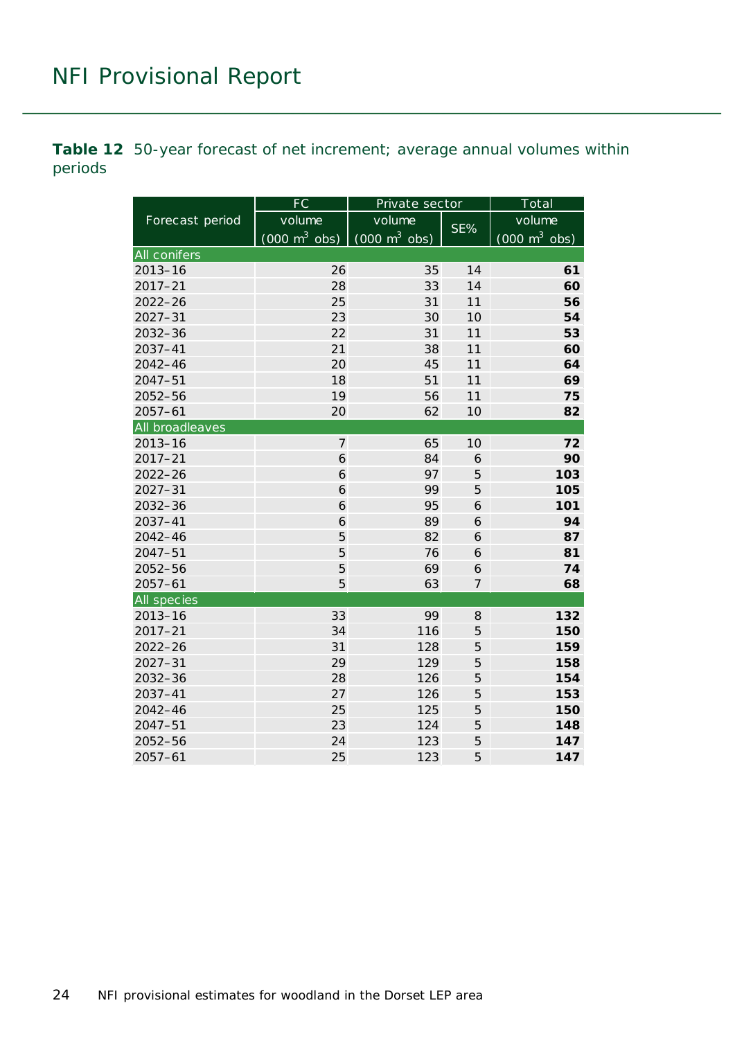**Table 12** 50-year forecast of net increment; average annual volumes within periods

| Forecast period | FC | Private sector | | Total |
|---|---|---|---|---|
| | volume (000 $m^3$ obs) | volume (000 $m^3$ obs) | SE% | volume (000 $m^3$ obs) |
| **All conifers** | | | | |
| 2013–16 | 26 | 35 | 14 | **61** |
| 2017–21 | 28 | 33 | 14 | **60** |
| 2022–26 | 25 | 31 | 11 | **56** |
| 2027–31 | 23 | 30 | 10 | **54** |
| 2032–36 | 22 | 31 | 11 | **53** |
| 2037–41 | 21 | 38 | 11 | **60** |
| 2042–46 | 20 | 45 | 11 | **64** |
| 2047–51 | 18 | 51 | 11 | **69** |
| 2052–56 | 19 | 56 | 11 | **75** |
| 2057–61 | 20 | 62 | 10 | **82** |
| **All broadleaves** | | | | |
| 2013–16 | 7 | 65 | 10 | **72** |
| 2017–21 | 6 | 84 | 6 | **90** |
| 2022–26 | 6 | 97 | 5 | **103** |
| 2027–31 | 6 | 99 | 5 | **105** |
| 2032–36 | 6 | 95 | 6 | **101** |
| 2037–41 | 6 | 89 | 6 | **94** |
| 2042–46 | 5 | 82 | 6 | **87** |
| 2047–51 | 5 | 76 | 6 | **81** |
| 2052–56 | 5 | 69 | 6 | **74** |
| 2057–61 | 5 | 63 | 7 | **68** |
| **All species** | | | | |
| 2013–16 | 33 | 99 | 8 | **132** |
| 2017–21 | 34 | 116 | 5 | **150** |
| 2022–26 | 31 | 128 | 5 | **159** |
| 2027–31 | 29 | 129 | 5 | **158** |
| 2032–36 | 28 | 126 | 5 | **154** |
| 2037–41 | 27 | 126 | 5 | **153** |
| 2042–46 | 25 | 125 | 5 | **150** |
| 2047–51 | 23 | 124 | 5 | **148** |
| 2052–56 | 24 | 123 | 5 | **147** |
| 2057–61 | 25 | 123 | 5 | **147** |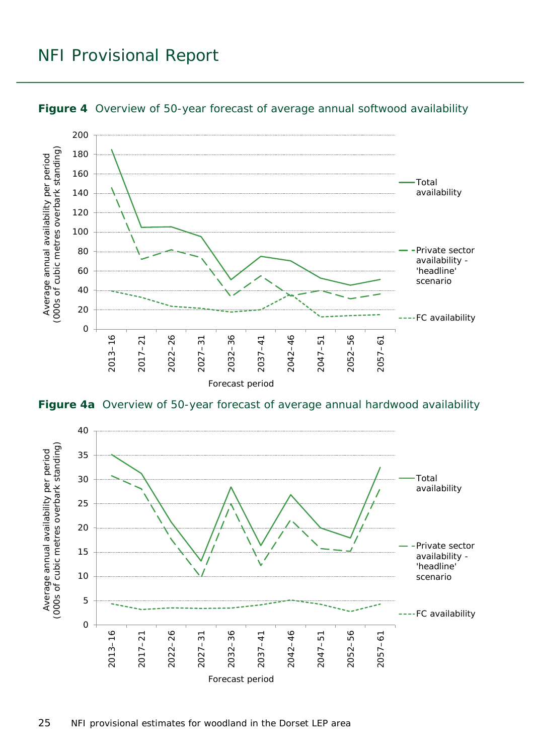**Figure 4** Overview of 50-year forecast of average annual softwood availability

**Figure 4a** Overview of 50-year forecast of average annual hardwood availability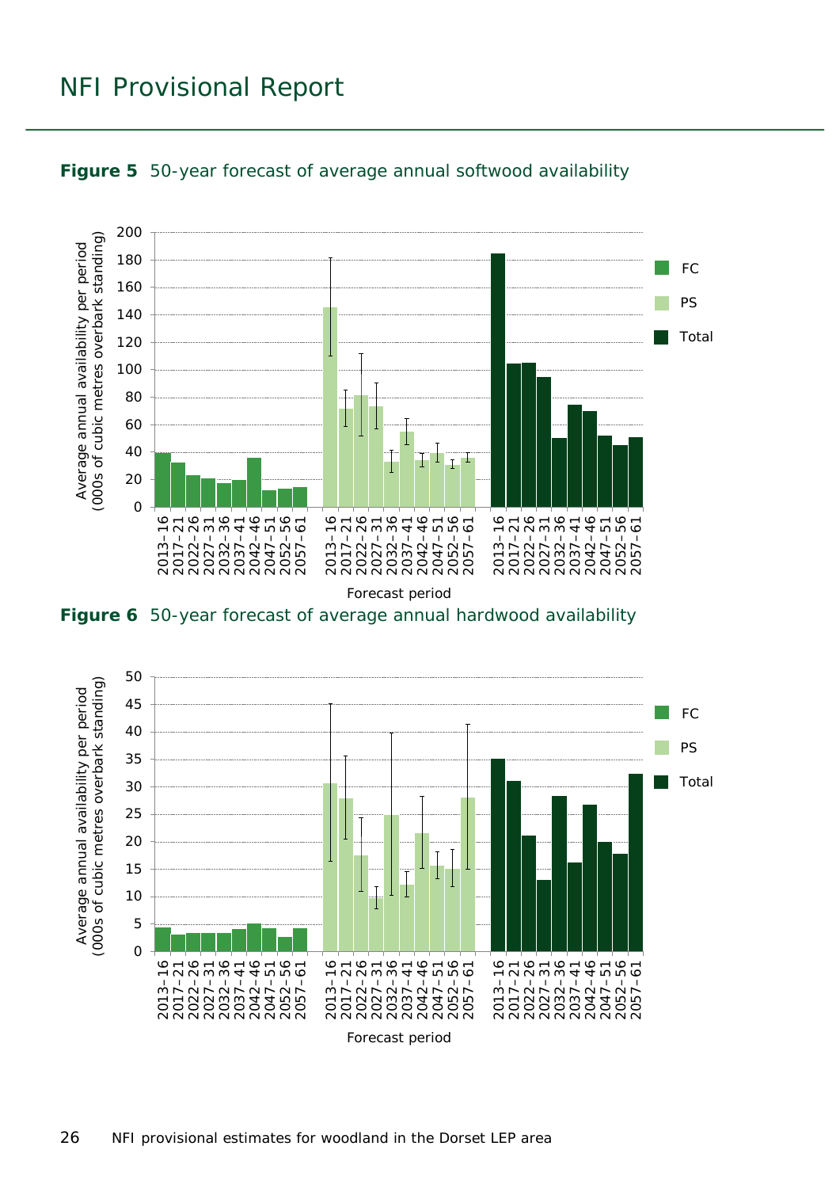**Figure 5** 50-year forecast of average annual softwood availability

**Figure 6** 50-year forecast of average annual hardwood availability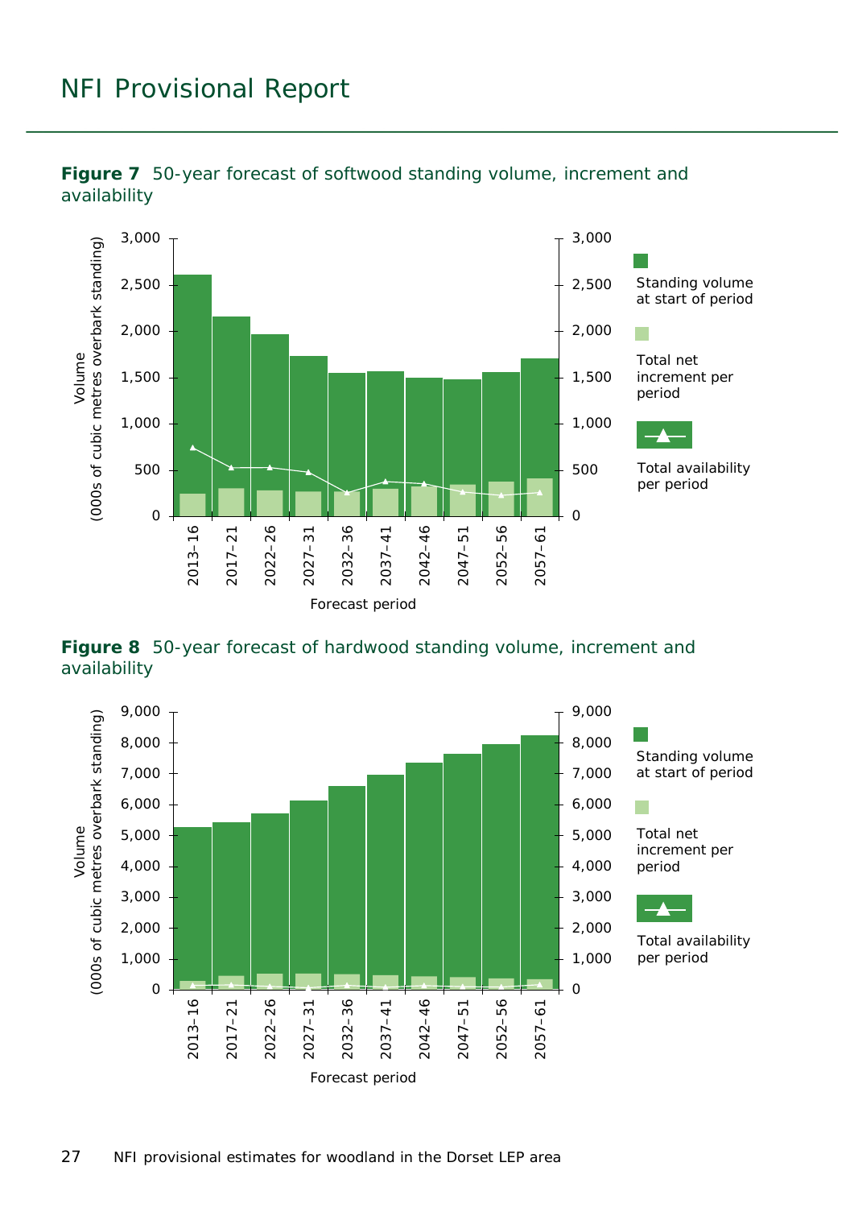**Figure 7** 50-year forecast of softwood standing volume, increment and availability

**Figure 8** 50-year forecast of hardwood standing volume, increment and availability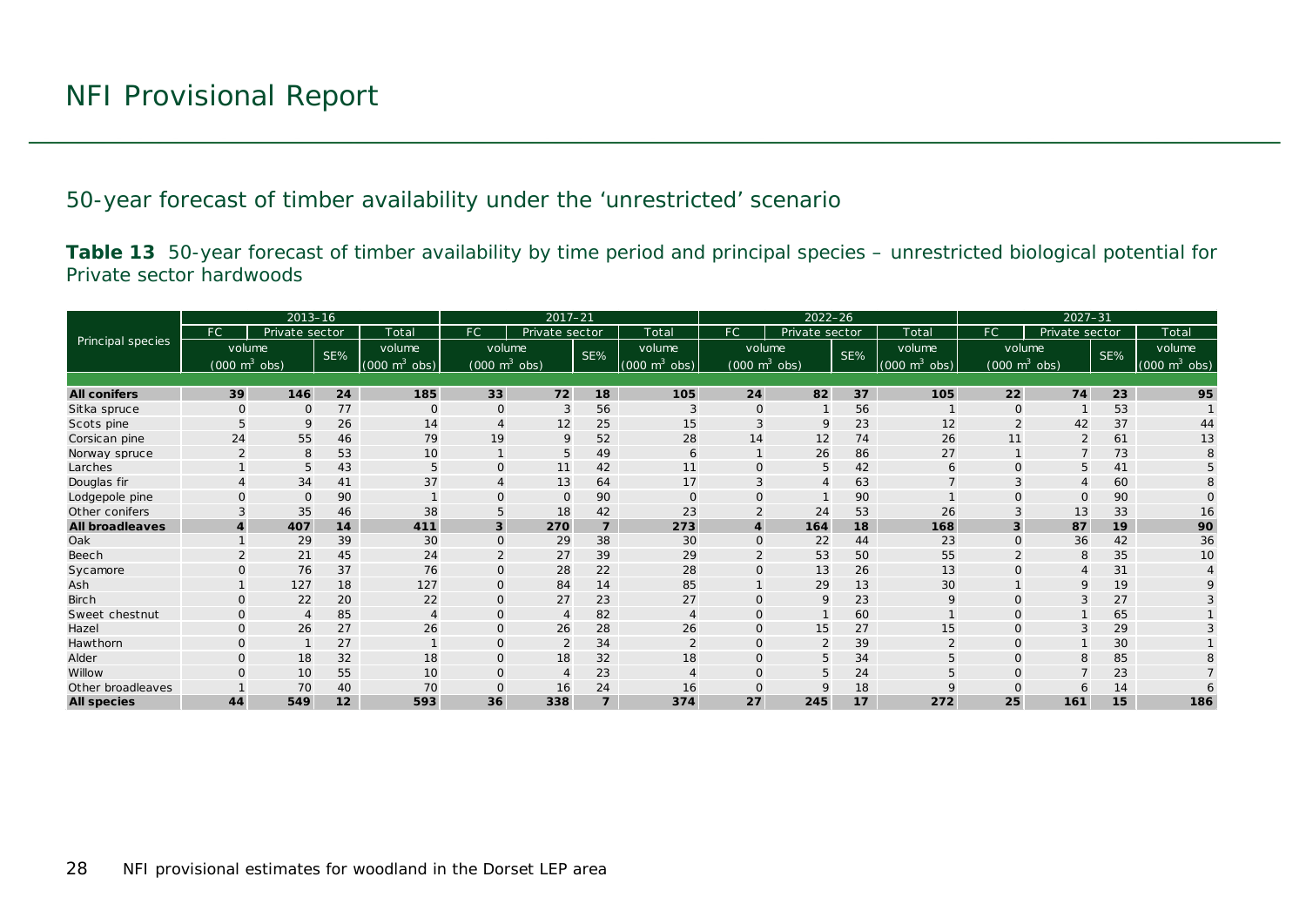# NFI Provisional Report

## 50-year forecast of timber availability under the 'unrestricted' scenario

**Table 13** 50-year forecast of timber availability by time period and principal species – unrestricted biological potential for Private sector hardwoods

| Principal species | 2013–16 | | | | 2017–21 | | | | 2022–26 | | | | 2027–31 | | | |
|---|---|---|---|---|---|---|---|---|---|---|---|---|---|---|---|---|
| | FC | Private sector | | Total | FC | Private sector | | Total | FC | Private sector | | Total | FC | Private sector | | Total |
| | volume ($000\ m^3$ obs) | | SE% | volume ($000\ m^3$ obs) | volume ($000\ m^3$ obs) | | SE% | volume ($000\ m^3$ obs) | volume ($000\ m^3$ obs) | | SE% | volume ($000\ m^3$ obs) | volume ($000\ m^3$ obs) | | SE% | volume ($000\ m^3$ obs) |
| **All conifers** | **39** | **146** | **24** | **185** | **33** | **72** | **18** | **105** | **24** | **82** | **37** | **105** | **22** | **74** | **23** | **95** |
| Sitka spruce | 0 | 0 | 77 | 0 | 0 | 3 | 56 | 3 | 0 | 1 | 56 | 1 | 0 | 1 | 53 | 1 |
| Scots pine | 5 | 9 | 26 | 14 | 4 | 12 | 25 | 15 | 3 | 9 | 23 | 12 | 2 | 42 | 37 | 44 |
| Corsican pine | 24 | 55 | 46 | 79 | 19 | 9 | 52 | 28 | 14 | 12 | 74 | 26 | 11 | 2 | 61 | 13 |
| Norway spruce | 2 | 8 | 53 | 10 | 1 | 5 | 49 | 6 | 1 | 26 | 86 | 27 | 1 | 7 | 73 | 8 |
| Larches | 1 | 5 | 43 | 5 | 0 | 11 | 42 | 11 | 0 | 5 | 42 | 6 | 0 | 5 | 41 | 5 |
| Douglas fir | 4 | 34 | 41 | 37 | 4 | 13 | 64 | 17 | 3 | 4 | 63 | 7 | 3 | 4 | 60 | 8 |
| Lodgepole pine | 0 | 0 | 90 | 1 | 0 | 0 | 90 | 0 | 0 | 1 | 90 | 1 | 0 | 0 | 90 | 0 |
| Other conifers | 3 | 35 | 46 | 38 | 5 | 18 | 42 | 23 | 2 | 24 | 53 | 26 | 3 | 13 | 33 | 16 |
| **All broadleaves** | **4** | **407** | **14** | **411** | **3** | **270** | **7** | **273** | **4** | **164** | **18** | **168** | **3** | **87** | **19** | **90** |
| Oak | 1 | 29 | 39 | 30 | 0 | 29 | 38 | 30 | 0 | 22 | 44 | 23 | 0 | 36 | 42 | 36 |
| Beech | 2 | 21 | 45 | 24 | 2 | 27 | 39 | 29 | 2 | 53 | 50 | 55 | 2 | 8 | 35 | 10 |
| Sycamore | 0 | 76 | 37 | 76 | 0 | 28 | 22 | 28 | 0 | 13 | 26 | 13 | 0 | 4 | 31 | 4 |
| Ash | 1 | 127 | 18 | 127 | 0 | 84 | 14 | 85 | 1 | 29 | 13 | 30 | 1 | 9 | 19 | 9 |
| Birch | 0 | 22 | 20 | 22 | 0 | 27 | 23 | 27 | 0 | 9 | 23 | 9 | 0 | 3 | 27 | 3 |
| Sweet chestnut | 0 | 4 | 85 | 4 | 0 | 4 | 82 | 4 | 0 | 1 | 60 | 1 | 0 | 1 | 65 | 1 |
| Hazel | 0 | 26 | 27 | 26 | 0 | 26 | 28 | 26 | 0 | 15 | 27 | 15 | 0 | 3 | 29 | 3 |
| Hawthorn | 0 | 1 | 27 | 1 | 0 | 2 | 34 | 2 | 0 | 2 | 39 | 2 | 0 | 1 | 30 | 1 |
| Alder | 0 | 18 | 32 | 18 | 0 | 18 | 32 | 18 | 0 | 5 | 34 | 5 | 0 | 8 | 85 | 8 |
| Willow | 0 | 10 | 55 | 10 | 0 | 4 | 23 | 4 | 0 | 5 | 24 | 5 | 0 | 7 | 23 | 7 |
| Other broadleaves | 1 | 70 | 40 | 70 | 0 | 16 | 24 | 16 | 0 | 9 | 18 | 9 | 0 | 6 | 14 | 6 |
| **All species** | **44** | **549** | **12** | **593** | **36** | **338** | **7** | **374** | **27** | **245** | **17** | **272** | **25** | **161** | **15** | **186** |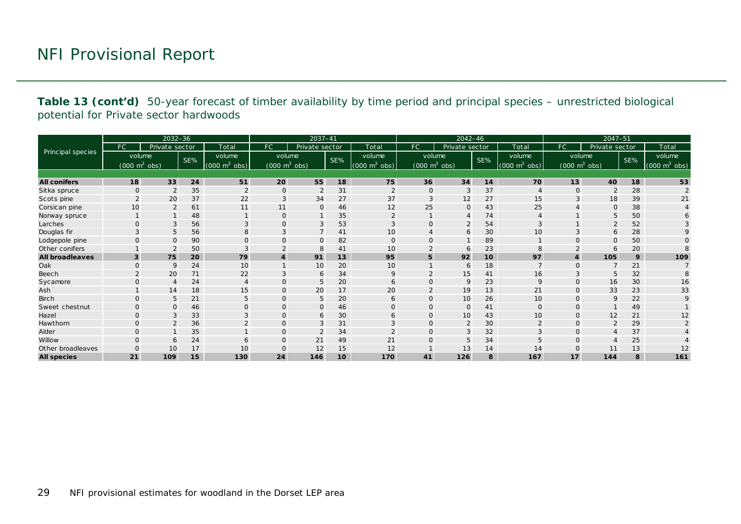# NFI Provisional Report

**Table 13 (cont'd)** 50-year forecast of timber availability by time period and principal species – unrestricted biological potential for Private sector hardwoods

| Principal species | 2032–36 | | | | 2037–41 | | | | 2042–46 | | | | 2047–51 | | | |
|---|---|---|---|---|---|---|---|---|---|---|---|---|---|---|---|---|
| | FC | Private sector | | Total | FC | Private sector | | Total | FC | Private sector | | Total | FC | Private sector | | Total |
| | volume ($000\ m^3$ obs) | | SE% | volume ($000\ m^3$ obs) | volume ($000\ m^3$ obs) | | SE% | volume ($000\ m^3$ obs) | volume ($000\ m^3$ obs) | | SE% | volume ($000\ m^3$ obs) | volume ($000\ m^3$ obs) | | SE% | volume ($000\ m^3$ obs) |
| **All conifers** | **18** | **33** | **24** | **51** | **20** | **55** | **18** | **75** | **36** | **34** | **14** | **70** | **13** | **40** | **18** | **53** |
| Sitka spruce | 0 | 2 | 35 | 2 | 0 | 2 | 31 | 2 | 0 | 3 | 37 | 4 | 0 | 2 | 28 | 2 |
| Scots pine | 2 | 20 | 37 | 22 | 3 | 34 | 27 | 37 | 3 | 12 | 27 | 15 | 3 | 18 | 39 | 21 |
| Corsican pine | 10 | 2 | 61 | 11 | 11 | 0 | 46 | 12 | 25 | 0 | 43 | 25 | 4 | 0 | 38 | 4 |
| Norway spruce | 1 | 1 | 48 | 1 | 0 | 1 | 35 | 2 | 1 | 4 | 74 | 4 | 1 | 5 | 50 | 6 |
| Larches | 0 | 3 | 56 | 3 | 0 | 3 | 53 | 3 | 0 | 2 | 54 | 3 | 1 | 2 | 52 | 3 |
| Douglas fir | 3 | 5 | 56 | 8 | 3 | 7 | 41 | 10 | 4 | 6 | 30 | 10 | 3 | 6 | 28 | 9 |
| Lodgepole pine | 0 | 0 | 90 | 0 | 0 | 0 | 82 | 0 | 0 | 1 | 89 | 1 | 0 | 0 | 50 | 0 |
| Other conifers | 1 | 2 | 50 | 3 | 2 | 8 | 41 | 10 | 2 | 6 | 23 | 8 | 2 | 6 | 20 | 8 |
| **All broadleaves** | **3** | **75** | **20** | **79** | **4** | **91** | **13** | **95** | **5** | **92** | **10** | **97** | **4** | **105** | **9** | **109** |
| Oak | 0 | 9 | 24 | 10 | 1 | 10 | 20 | 10 | 1 | 6 | 18 | 7 | 0 | 7 | 21 | 7 |
| Beech | 2 | 20 | 71 | 22 | 3 | 6 | 34 | 9 | 2 | 15 | 41 | 16 | 3 | 5 | 32 | 8 |
| Sycamore | 0 | 4 | 24 | 4 | 0 | 5 | 20 | 6 | 0 | 9 | 23 | 9 | 0 | 16 | 30 | 16 |
| Ash | 1 | 14 | 18 | 15 | 0 | 20 | 17 | 20 | 2 | 19 | 13 | 21 | 0 | 33 | 23 | 33 |
| Birch | 0 | 5 | 21 | 5 | 0 | 5 | 20 | 6 | 0 | 10 | 26 | 10 | 0 | 9 | 22 | 9 |
| Sweet chestnut | 0 | 0 | 46 | 0 | 0 | 0 | 46 | 0 | 0 | 0 | 41 | 0 | 0 | 1 | 49 | 1 |
| Hazel | 0 | 3 | 33 | 3 | 0 | 6 | 30 | 6 | 0 | 10 | 43 | 10 | 0 | 12 | 21 | 12 |
| Hawthorn | 0 | 2 | 36 | 2 | 0 | 3 | 31 | 3 | 0 | 2 | 30 | 2 | 0 | 2 | 29 | 2 |
| Alder | 0 | 1 | 35 | 1 | 0 | 2 | 34 | 2 | 0 | 3 | 32 | 3 | 0 | 4 | 37 | 4 |
| Willow | 0 | 6 | 24 | 6 | 0 | 21 | 49 | 21 | 0 | 5 | 34 | 5 | 0 | 4 | 25 | 4 |
| Other broadleaves | 0 | 10 | 17 | 10 | 0 | 12 | 15 | 12 | 1 | 13 | 14 | 14 | 0 | 11 | 13 | 12 |
| **All species** | **21** | **109** | **15** | **130** | **24** | **146** | **10** | **170** | **41** | **126** | **8** | **167** | **17** | **144** | **8** | **161** |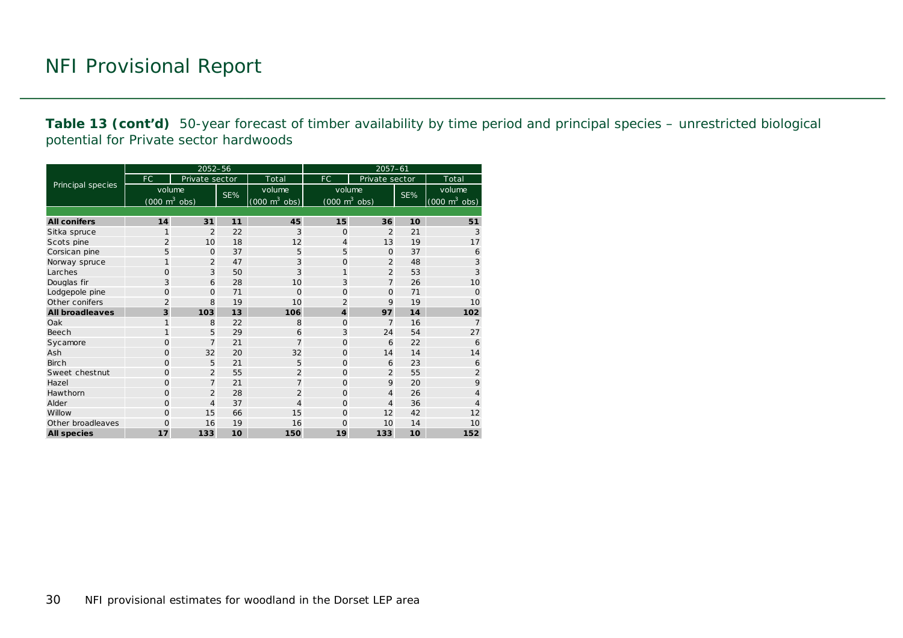# NFI Provisional Report

**Table 13 (cont'd)** 50-year forecast of timber availability by time period and principal species – unrestricted biological potential for Private sector hardwoods

| Principal species | 2052–56 | | | | 2057–61 | | | |
|---|---|---|---|---|---|---|---|---|
| | FC | Private sector | | Total | FC | Private sector | | Total |
| | volume (000 $m^3$ obs) | | SE% | volume (000 $m^3$ obs) | volume (000 $m^3$ obs) | | SE% | volume (000 $m^3$ obs) |
| **All conifers** | **14** | **31** | **11** | **45** | **15** | **36** | **10** | **51** |
| Sitka spruce | 1 | 2 | 22 | 3 | 0 | 2 | 21 | 3 |
| Scots pine | 2 | 10 | 18 | 12 | 4 | 13 | 19 | 17 |
| Corsican pine | 5 | 0 | 37 | 5 | 5 | 0 | 37 | 6 |
| Norway spruce | 1 | 2 | 47 | 3 | 0 | 2 | 48 | 3 |
| Larches | 0 | 3 | 50 | 3 | 1 | 2 | 53 | 3 |
| Douglas fir | 3 | 6 | 28 | 10 | 3 | 7 | 26 | 10 |
| Lodgepole pine | 0 | 0 | 71 | 0 | 0 | 0 | 71 | 0 |
| Other conifers | 2 | 8 | 19 | 10 | 2 | 9 | 19 | 10 |
| **All broadleaves** | **3** | **103** | **13** | **106** | **4** | **97** | **14** | **102** |
| Oak | 1 | 8 | 22 | 8 | 0 | 7 | 16 | 7 |
| Beech | 1 | 5 | 29 | 6 | 3 | 24 | 54 | 27 |
| Sycamore | 0 | 7 | 21 | 7 | 0 | 6 | 22 | 6 |
| Ash | 0 | 32 | 20 | 32 | 0 | 14 | 14 | 14 |
| Birch | 0 | 5 | 21 | 5 | 0 | 6 | 23 | 6 |
| Sweet chestnut | 0 | 2 | 55 | 2 | 0 | 2 | 55 | 2 |
| Hazel | 0 | 7 | 21 | 7 | 0 | 9 | 20 | 9 |
| Hawthorn | 0 | 2 | 28 | 2 | 0 | 4 | 26 | 4 |
| Alder | 0 | 4 | 37 | 4 | 0 | 4 | 36 | 4 |
| Willow | 0 | 15 | 66 | 15 | 0 | 12 | 42 | 12 |
| Other broadleaves | 0 | 16 | 19 | 16 | 0 | 10 | 14 | 10 |
| **All species** | **17** | **133** | **10** | **150** | **19** | **133** | **10** | **152** |

NFI provisional estimates for woodland in the Dorset LEP area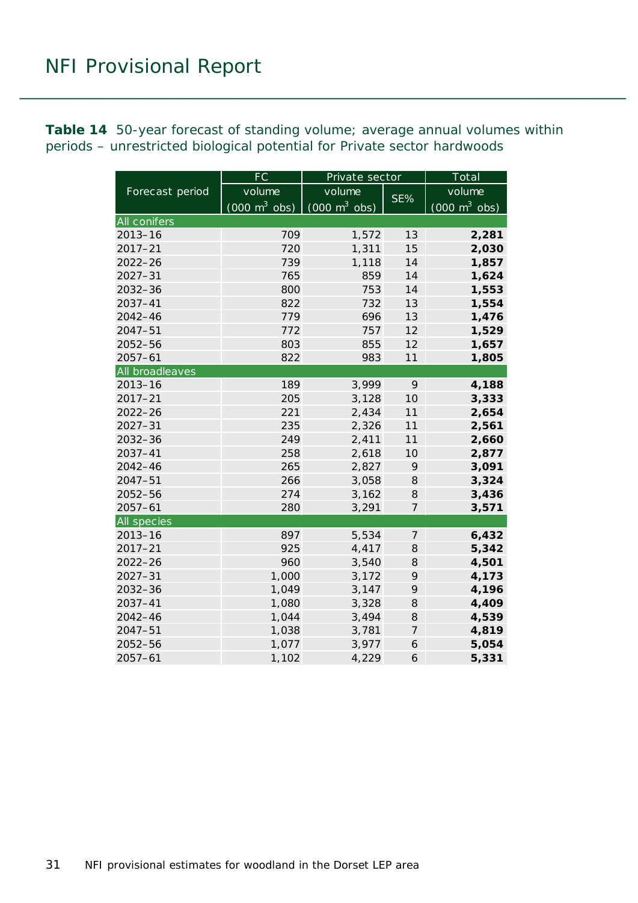**Table 14** 50-year forecast of standing volume; average annual volumes within periods – unrestricted biological potential for Private sector hardwoods

| Forecast period | FC volume (000 m$^3$ obs) | Private sector volume (000 m$^3$ obs) | Private sector SE% | Total volume (000 m$^3$ obs) |
|---|---|---|---|---|
| **All conifers** | | | | |
| 2013–16 | 709 | 1,572 | 13 | **2,281** |
| 2017–21 | 720 | 1,311 | 15 | **2,030** |
| 2022–26 | 739 | 1,118 | 14 | **1,857** |
| 2027–31 | 765 | 859 | 14 | **1,624** |
| 2032–36 | 800 | 753 | 14 | **1,553** |
| 2037–41 | 822 | 732 | 13 | **1,554** |
| 2042–46 | 779 | 696 | 13 | **1,476** |
| 2047–51 | 772 | 757 | 12 | **1,529** |
| 2052–56 | 803 | 855 | 12 | **1,657** |
| 2057–61 | 822 | 983 | 11 | **1,805** |
| **All broadleaves** | | | | |
| 2013–16 | 189 | 3,999 | 9 | **4,188** |
| 2017–21 | 205 | 3,128 | 10 | **3,333** |
| 2022–26 | 221 | 2,434 | 11 | **2,654** |
| 2027–31 | 235 | 2,326 | 11 | **2,561** |
| 2032–36 | 249 | 2,411 | 11 | **2,660** |
| 2037–41 | 258 | 2,618 | 10 | **2,877** |
| 2042–46 | 265 | 2,827 | 9 | **3,091** |
| 2047–51 | 266 | 3,058 | 8 | **3,324** |
| 2052–56 | 274 | 3,162 | 8 | **3,436** |
| 2057–61 | 280 | 3,291 | 7 | **3,571** |
| **All species** | | | | |
| 2013–16 | 897 | 5,534 | 7 | **6,432** |
| 2017–21 | 925 | 4,417 | 8 | **5,342** |
| 2022–26 | 960 | 3,540 | 8 | **4,501** |
| 2027–31 | 1,000 | 3,172 | 9 | **4,173** |
| 2032–36 | 1,049 | 3,147 | 9 | **4,196** |
| 2037–41 | 1,080 | 3,328 | 8 | **4,409** |
| 2042–46 | 1,044 | 3,494 | 8 | **4,539** |
| 2047–51 | 1,038 | 3,781 | 7 | **4,819** |
| 2052–56 | 1,077 | 3,977 | 6 | **5,054** |
| 2057–61 | 1,102 | 4,229 | 6 | **5,331** |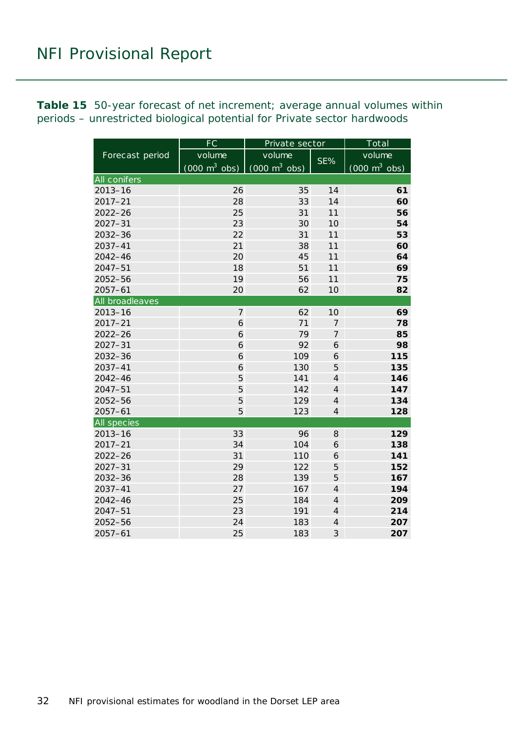**Table 15** 50-year forecast of net increment; average annual volumes within periods – unrestricted biological potential for Private sector hardwoods

| Forecast period | FC | Private sector | | Total |
|---|---|---|---|---|
| | volume (000 $m^3$ obs) | volume (000 $m^3$ obs) | SE% | volume (000 $m^3$ obs) |
| **All conifers** | | | | |
| 2013–16 | 26 | 35 | 14 | **61** |
| 2017–21 | 28 | 33 | 14 | **60** |
| 2022–26 | 25 | 31 | 11 | **56** |
| 2027–31 | 23 | 30 | 10 | **54** |
| 2032–36 | 22 | 31 | 11 | **53** |
| 2037–41 | 21 | 38 | 11 | **60** |
| 2042–46 | 20 | 45 | 11 | **64** |
| 2047–51 | 18 | 51 | 11 | **69** |
| 2052–56 | 19 | 56 | 11 | **75** |
| 2057–61 | 20 | 62 | 10 | **82** |
| **All broadleaves** | | | | |
| 2013–16 | 7 | 62 | 10 | **69** |
| 2017–21 | 6 | 71 | 7 | **78** |
| 2022–26 | 6 | 79 | 7 | **85** |
| 2027–31 | 6 | 92 | 6 | **98** |
| 2032–36 | 6 | 109 | 6 | **115** |
| 2037–41 | 6 | 130 | 5 | **135** |
| 2042–46 | 5 | 141 | 4 | **146** |
| 2047–51 | 5 | 142 | 4 | **147** |
| 2052–56 | 5 | 129 | 4 | **134** |
| 2057–61 | 5 | 123 | 4 | **128** |
| **All species** | | | | |
| 2013–16 | 33 | 96 | 8 | **129** |
| 2017–21 | 34 | 104 | 6 | **138** |
| 2022–26 | 31 | 110 | 6 | **141** |
| 2027–31 | 29 | 122 | 5 | **152** |
| 2032–36 | 28 | 139 | 5 | **167** |
| 2037–41 | 27 | 167 | 4 | **194** |
| 2042–46 | 25 | 184 | 4 | **209** |
| 2047–51 | 23 | 191 | 4 | **214** |
| 2052–56 | 24 | 183 | 4 | **207** |
| 2057–61 | 25 | 183 | 3 | **207** |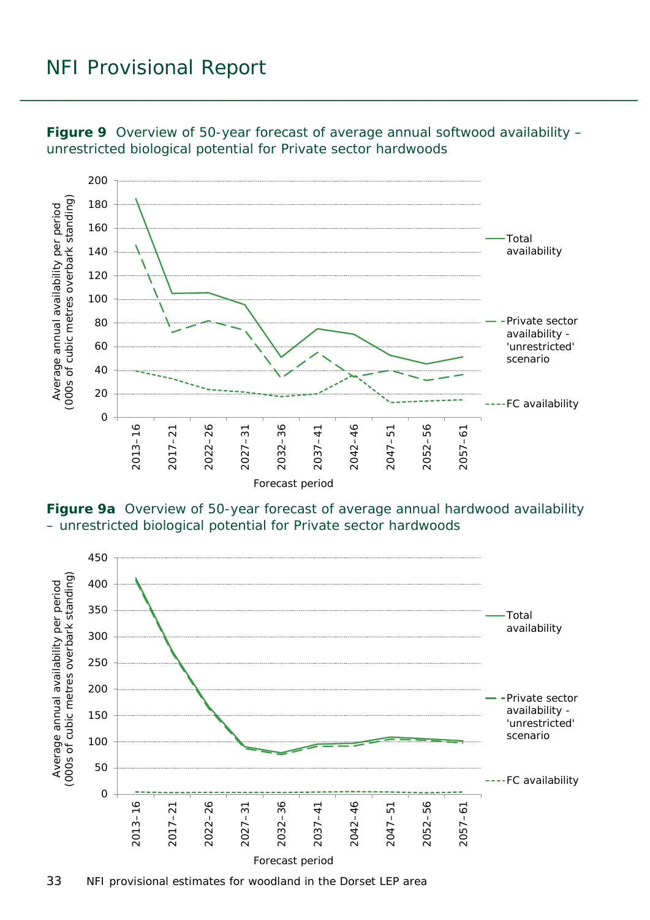**Figure 9** Overview of 50-year forecast of average annual softwood availability – unrestricted biological potential for Private sector hardwoods

**Figure 9a** Overview of 50-year forecast of average annual hardwood availability – unrestricted biological potential for Private sector hardwoods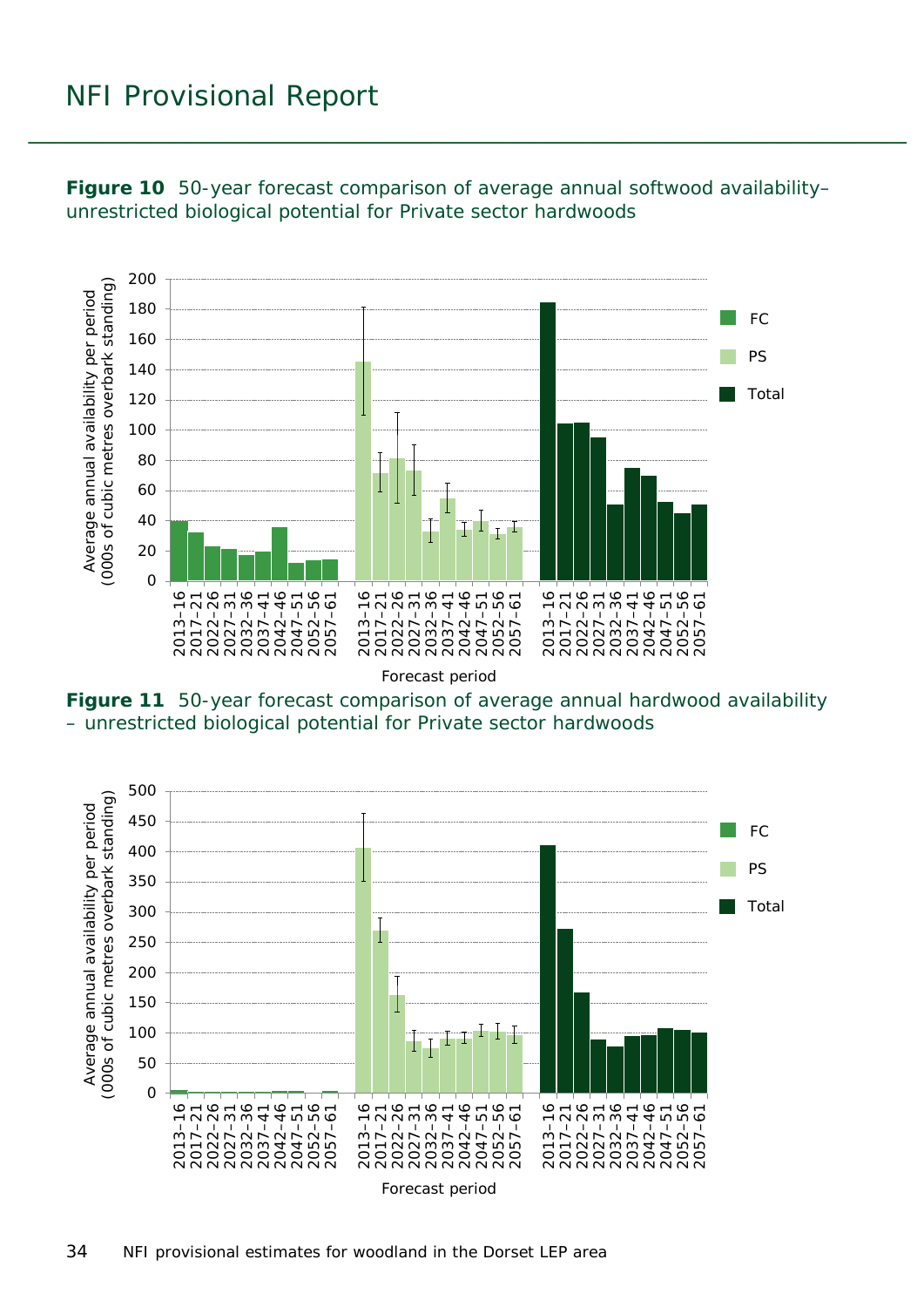**Figure 10** 50-year forecast comparison of average annual softwood availability– unrestricted biological potential for Private sector hardwoods

**Figure 11** 50-year forecast comparison of average annual hardwood availability – unrestricted biological potential for Private sector hardwoods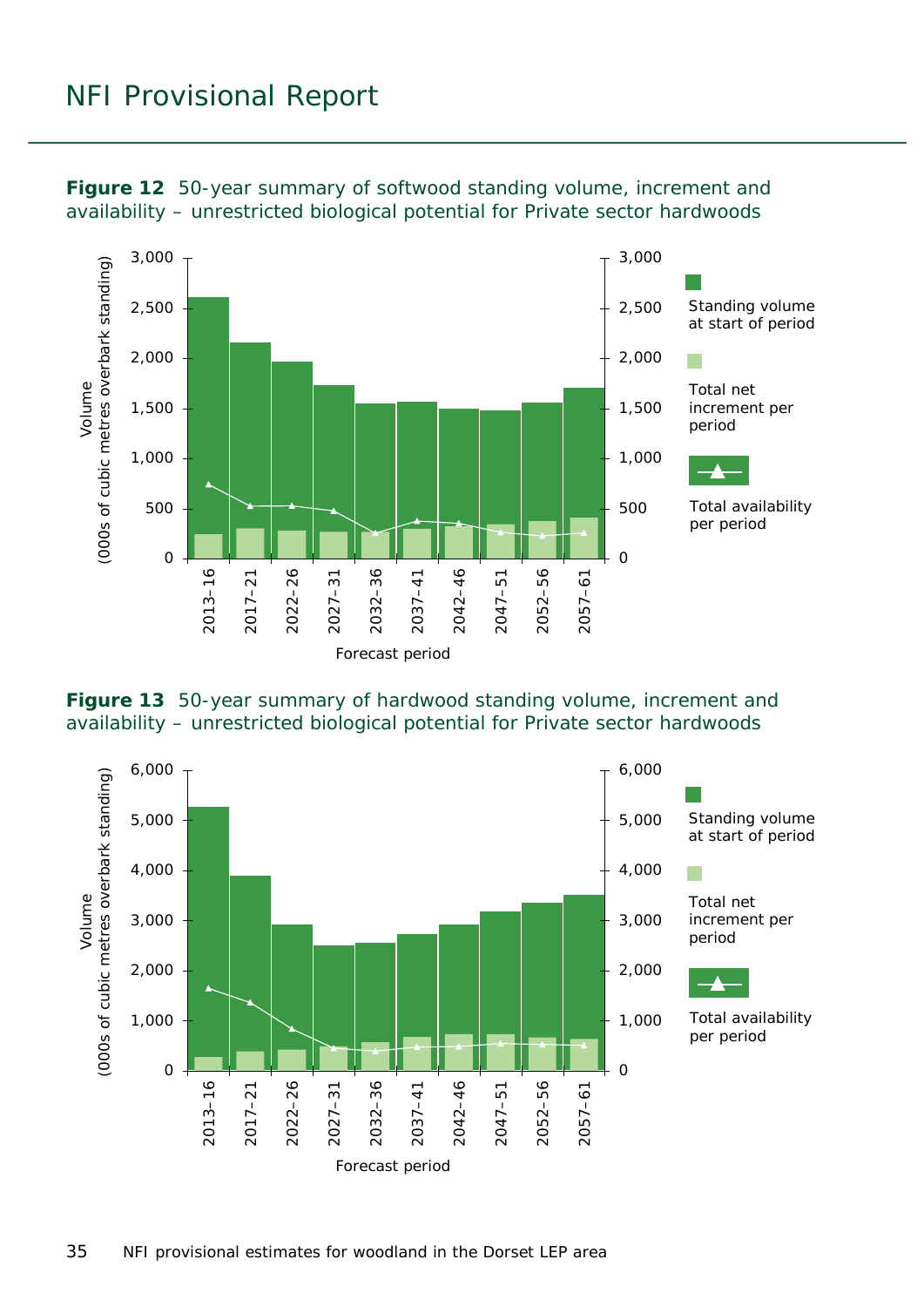**Figure 12** 50-year summary of softwood standing volume, increment and availability – unrestricted biological potential for Private sector hardwoods

Volume (000s of cubic metres overbark standing)

Forecast period: 2013–16, 2017–21, 2022–26, 2027–31, 2032–36, 2037–41, 2042–46, 2047–51, 2052–56, 2057–61

Standing volume at start of period

Total net increment per period

Total availability per period

**Figure 13** 50-year summary of hardwood standing volume, increment and availability – unrestricted biological potential for Private sector hardwoods

Volume (000s of cubic metres overbark standing)

Forecast period: 2013–16, 2017–21, 2022–26, 2027–31, 2032–36, 2037–41, 2042–46, 2047–51, 2052–56, 2057–61

Standing volume at start of period

Total net increment per period

Total availability per period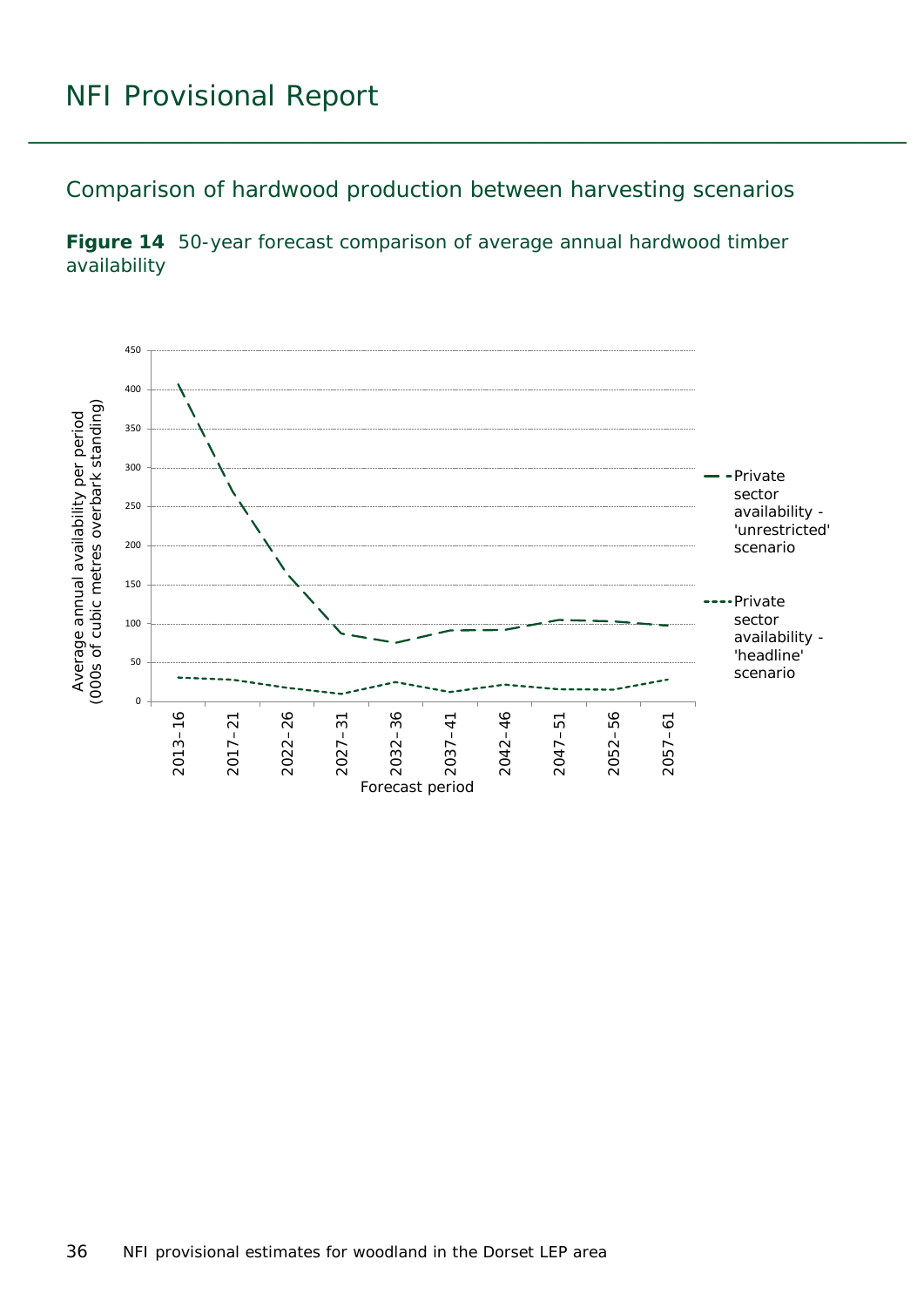## Comparison of hardwood production between harvesting scenarios

**Figure 14** 50-year forecast comparison of average annual hardwood timber availability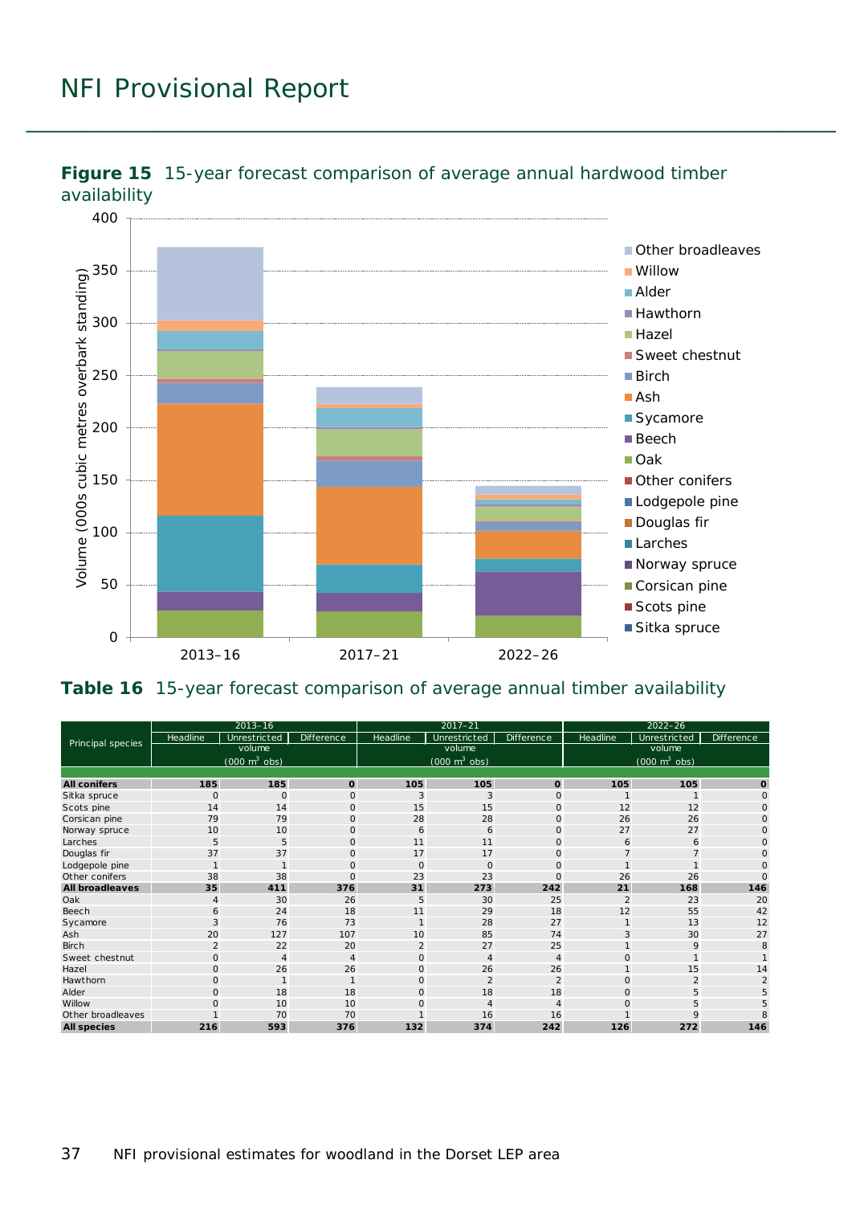**Figure 15** 15-year forecast comparison of average annual hardwood timber availability

**Table 16** 15-year forecast comparison of average annual timber availability

| Principal species | 2013–16 | | | 2017–21 | | | 2022–26 | | |
|---|---|---|---|---|---|---|---|---|---|
| | Headline | Unrestricted | Difference | Headline | Unrestricted | Difference | Headline | Unrestricted | Difference |
| | volume (000 m$^3$ obs) | | | volume (000 m$^3$ obs) | | | volume (000 m$^3$ obs) | | |
| **All conifers** | **185** | **185** | **0** | **105** | **105** | **0** | **105** | **105** | **0** |
| Sitka spruce | 0 | 0 | 0 | 3 | 3 | 0 | 1 | 1 | 0 |
| Scots pine | 14 | 14 | 0 | 15 | 15 | 0 | 12 | 12 | 0 |
| Corsican pine | 79 | 79 | 0 | 28 | 28 | 0 | 26 | 26 | 0 |
| Norway spruce | 10 | 10 | 0 | 6 | 6 | 0 | 27 | 27 | 0 |
| Larches | 5 | 5 | 0 | 11 | 11 | 0 | 6 | 6 | 0 |
| Douglas fir | 37 | 37 | 0 | 17 | 17 | 0 | 7 | 7 | 0 |
| Lodgepole pine | 1 | 1 | 0 | 0 | 0 | 0 | 1 | 1 | 0 |
| Other conifers | 38 | 38 | 0 | 23 | 23 | 0 | 26 | 26 | 0 |
| **All broadleaves** | **35** | **411** | **376** | **31** | **273** | **242** | **21** | **168** | **146** |
| Oak | 4 | 30 | 26 | 5 | 30 | 25 | 2 | 23 | 20 |
| Beech | 6 | 24 | 18 | 11 | 29 | 18 | 12 | 55 | 42 |
| Sycamore | 3 | 76 | 73 | 1 | 28 | 27 | 1 | 13 | 12 |
| Ash | 20 | 127 | 107 | 10 | 85 | 74 | 3 | 30 | 27 |
| Birch | 2 | 22 | 20 | 2 | 27 | 25 | 1 | 9 | 8 |
| Sweet chestnut | 0 | 4 | 4 | 0 | 4 | 4 | 0 | 1 | 1 |
| Hazel | 0 | 26 | 26 | 0 | 26 | 26 | 1 | 15 | 14 |
| Hawthorn | 0 | 1 | 1 | 0 | 2 | 2 | 0 | 2 | 2 |
| Alder | 0 | 18 | 18 | 0 | 18 | 18 | 0 | 5 | 5 |
| Willow | 0 | 10 | 10 | 0 | 4 | 4 | 0 | 5 | 5 |
| Other broadleaves | 1 | 70 | 70 | 1 | 16 | 16 | 1 | 9 | 8 |
| **All species** | **216** | **593** | **376** | **132** | **374** | **242** | **126** | **272** | **146** |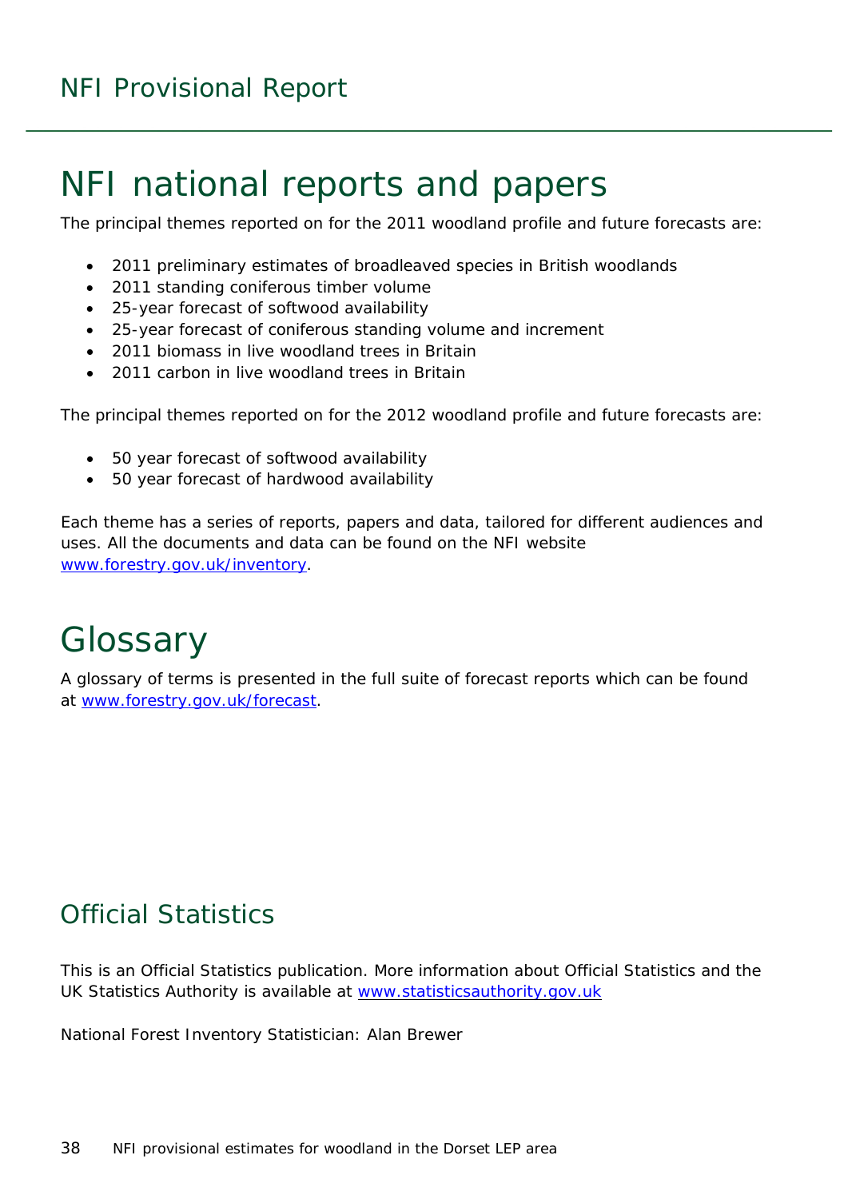# NFI national reports and papers

The principal themes reported on for the 2011 woodland profile and future forecasts are:

- 2011 preliminary estimates of broadleaved species in British woodlands
- 2011 standing coniferous timber volume
- 25-year forecast of softwood availability
- 25-year forecast of coniferous standing volume and increment
- 2011 biomass in live woodland trees in Britain
- 2011 carbon in live woodland trees in Britain

The principal themes reported on for the 2012 woodland profile and future forecasts are:

- 50 year forecast of softwood availability
- 50 year forecast of hardwood availability

Each theme has a series of reports, papers and data, tailored for different audiences and uses. All the documents and data can be found on the NFI website [www.forestry.gov.uk/inventory](http://www.forestry.gov.uk/inventory).

# Glossary

A glossary of terms is presented in the full suite of forecast reports which can be found at [www.forestry.gov.uk/forecast](http://www.forestry.gov.uk/forecast).

## Official Statistics

This is an Official Statistics publication. More information about Official Statistics and the UK Statistics Authority is available at [www.statisticsauthority.gov.uk](http://www.statisticsauthority.gov.uk)

National Forest Inventory Statistician: Alan Brewer